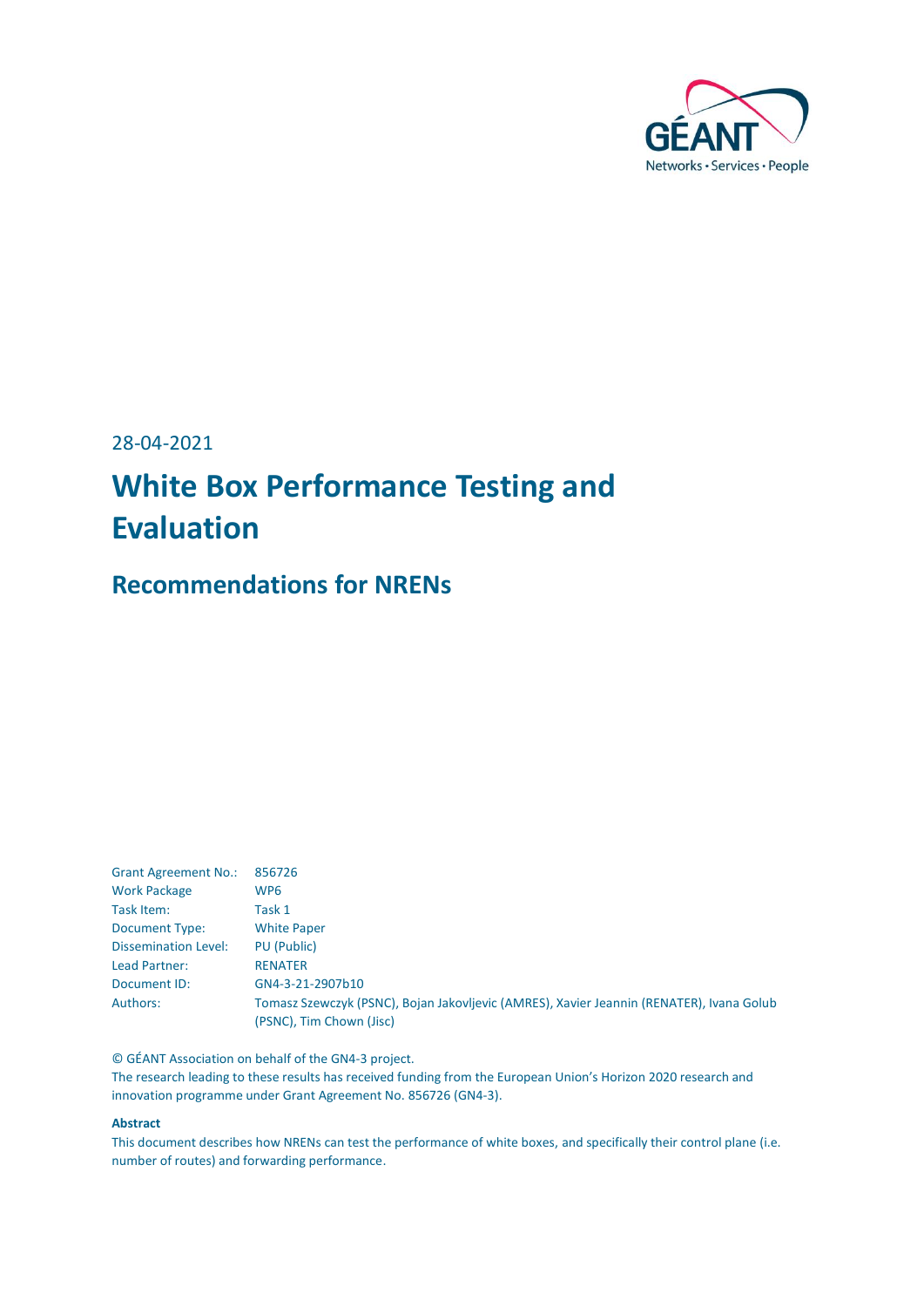28-04-2021

# White Box Performance Testing and Evaluation

## Recommendations for NRENs

| | |
|---|---|
| Grant Agreement No.: | 856726 |
| Work Package | WP6 |
| Task Item: | Task 1 |
| Document Type: | White Paper |
| Dissemination Level: | PU (Public) |
| Lead Partner: | RENATER |
| Document ID: | GN4-3-21-2907b10 |
| Authors: | Tomasz Szewczyk (PSNC), Bojan Jakovljevic (AMRES), Xavier Jeannin (RENATER), Ivana Golub (PSNC), Tim Chown (Jisc) |

© GÉANT Association on behalf of the GN4-3 project.
The research leading to these results has received funding from the European Union's Horizon 2020 research and innovation programme under Grant Agreement No. 856726 (GN4-3).

**Abstract**

This document describes how NRENs can test the performance of white boxes, and specifically their control plane (i.e. number of routes) and forwarding performance.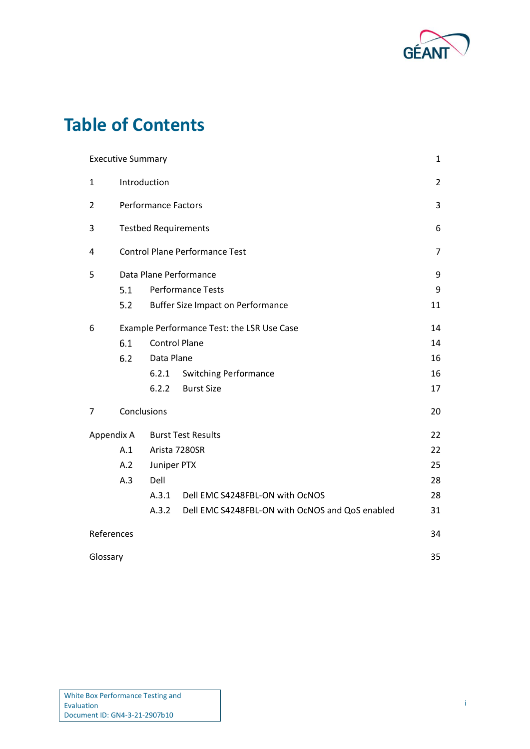# Table of Contents

| | | |
|---|---|---|
| Executive Summary | | 1 |
| 1 | Introduction | 2 |
| 2 | Performance Factors | 3 |
| 3 | Testbed Requirements | 6 |
| 4 | Control Plane Performance Test | 7 |
| 5 | Data Plane Performance | 9 |
| | 5.1 Performance Tests | 9 |
| | 5.2 Buffer Size Impact on Performance | 11 |
| 6 | Example Performance Test: the LSR Use Case | 14 |
| | 6.1 Control Plane | 14 |
| | 6.2 Data Plane | 16 |
| | 6.2.1 Switching Performance | 16 |
| | 6.2.2 Burst Size | 17 |
| 7 | Conclusions | 20 |
| Appendix A | Burst Test Results | 22 |
| | A.1 Arista 7280SR | 22 |
| | A.2 Juniper PTX | 25 |
| | A.3 Dell | 28 |
| | A.3.1 Dell EMC S4248FBL-ON with OcNOS | 28 |
| | A.3.2 Dell EMC S4248FBL-ON with OcNOS and QoS enabled | 31 |
| References | | 34 |
| Glossary | | 35 |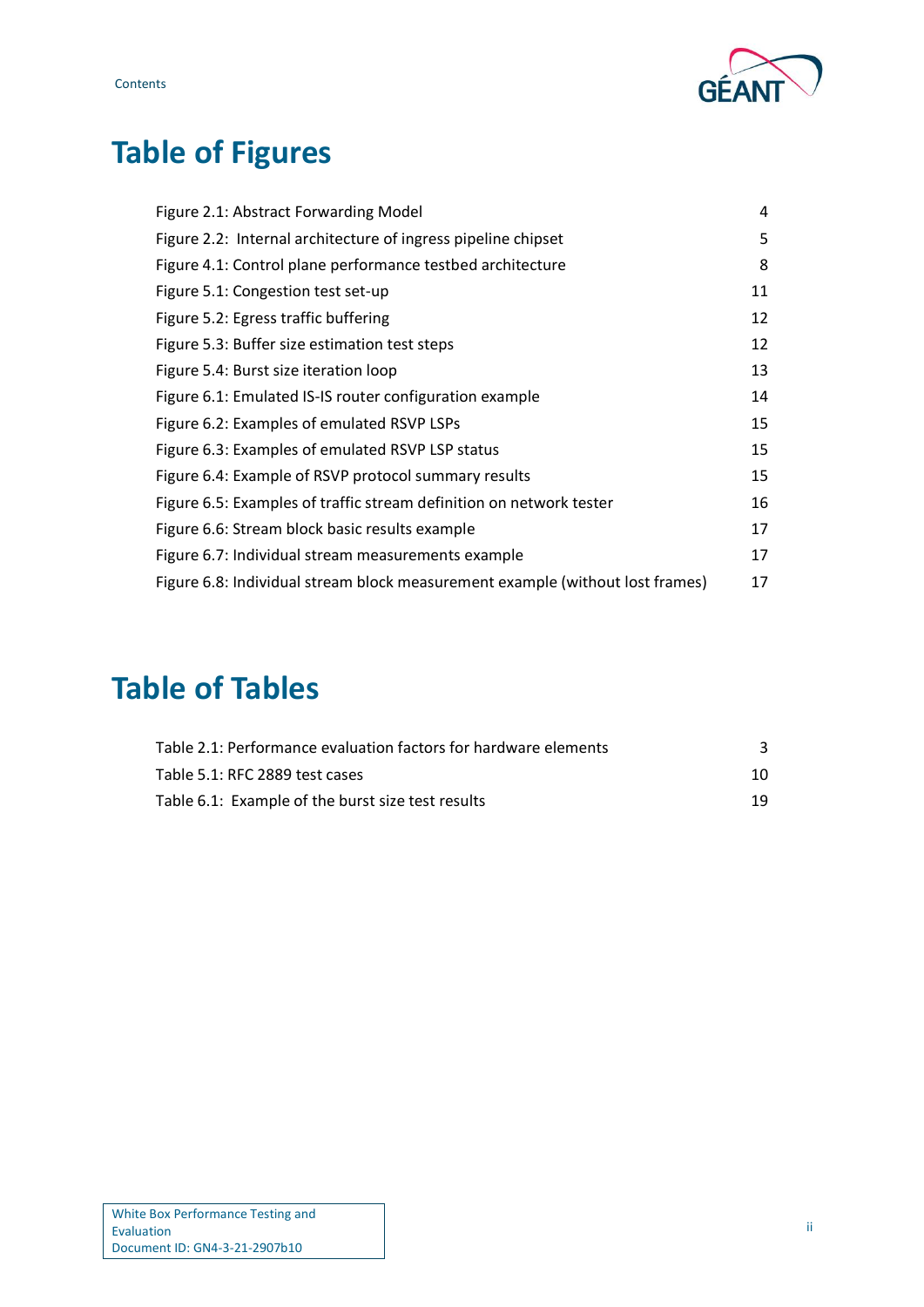# Table of Figures

Figure 2.1: Abstract Forwarding Model 4
Figure 2.2: Internal architecture of ingress pipeline chipset 5
Figure 4.1: Control plane performance testbed architecture 8
Figure 5.1: Congestion test set-up 11
Figure 5.2: Egress traffic buffering 12
Figure 5.3: Buffer size estimation test steps 12
Figure 5.4: Burst size iteration loop 13
Figure 6.1: Emulated IS-IS router configuration example 14
Figure 6.2: Examples of emulated RSVP LSPs 15
Figure 6.3: Examples of emulated RSVP LSP status 15
Figure 6.4: Example of RSVP protocol summary results 15
Figure 6.5: Examples of traffic stream definition on network tester 16
Figure 6.6: Stream block basic results example 17
Figure 6.7: Individual stream measurements example 17
Figure 6.8: Individual stream block measurement example (without lost frames) 17

# Table of Tables

Table 2.1: Performance evaluation factors for hardware elements 3
Table 5.1: RFC 2889 test cases 10
Table 6.1: Example of the burst size test results 19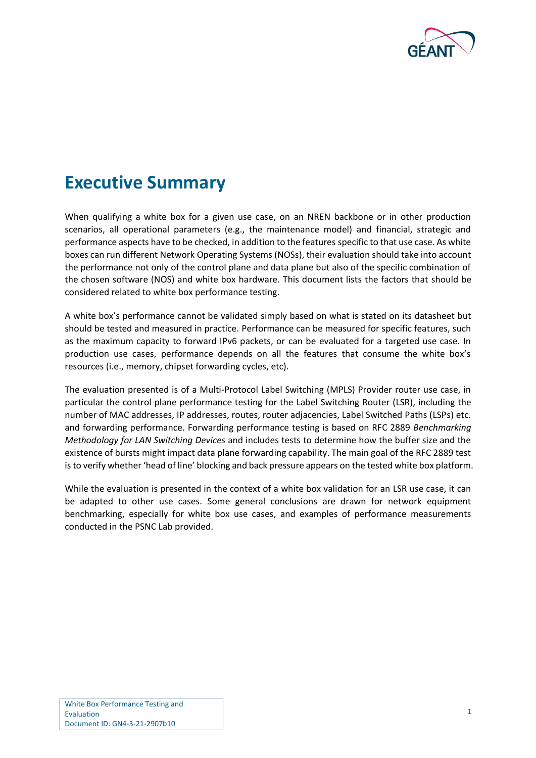# Executive Summary

When qualifying a white box for a given use case, on an NREN backbone or in other production scenarios, all operational parameters (e.g., the maintenance model) and financial, strategic and performance aspects have to be checked, in addition to the features specific to that use case. As white boxes can run different Network Operating Systems (NOSs), their evaluation should take into account the performance not only of the control plane and data plane but also of the specific combination of the chosen software (NOS) and white box hardware. This document lists the factors that should be considered related to white box performance testing.

A white box's performance cannot be validated simply based on what is stated on its datasheet but should be tested and measured in practice. Performance can be measured for specific features, such as the maximum capacity to forward IPv6 packets, or can be evaluated for a targeted use case. In production use cases, performance depends on all the features that consume the white box's resources (i.e., memory, chipset forwarding cycles, etc).

The evaluation presented is of a Multi-Protocol Label Switching (MPLS) Provider router use case, in particular the control plane performance testing for the Label Switching Router (LSR), including the number of MAC addresses, IP addresses, routes, router adjacencies, Label Switched Paths (LSPs) etc. and forwarding performance. Forwarding performance testing is based on RFC 2889 *Benchmarking Methodology for LAN Switching Devices* and includes tests to determine how the buffer size and the existence of bursts might impact data plane forwarding capability. The main goal of the RFC 2889 test is to verify whether 'head of line' blocking and back pressure appears on the tested white box platform.

While the evaluation is presented in the context of a white box validation for an LSR use case, it can be adapted to other use cases. Some general conclusions are drawn for network equipment benchmarking, especially for white box use cases, and examples of performance measurements conducted in the PSNC Lab provided.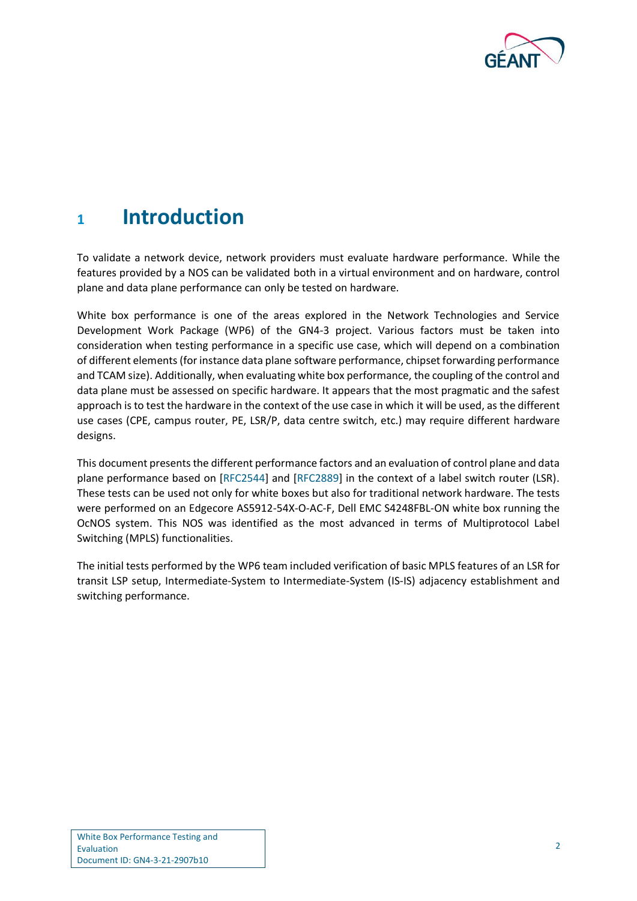# 1 Introduction

To validate a network device, network providers must evaluate hardware performance. While the features provided by a NOS can be validated both in a virtual environment and on hardware, control plane and data plane performance can only be tested on hardware.

White box performance is one of the areas explored in the Network Technologies and Service Development Work Package (WP6) of the GN4-3 project. Various factors must be taken into consideration when testing performance in a specific use case, which will depend on a combination of different elements (for instance data plane software performance, chipset forwarding performance and TCAM size). Additionally, when evaluating white box performance, the coupling of the control and data plane must be assessed on specific hardware. It appears that the most pragmatic and the safest approach is to test the hardware in the context of the use case in which it will be used, as the different use cases (CPE, campus router, PE, LSR/P, data centre switch, etc.) may require different hardware designs.

This document presents the different performance factors and an evaluation of control plane and data plane performance based on [RFC2544] and [RFC2889] in the context of a label switch router (LSR). These tests can be used not only for white boxes but also for traditional network hardware. The tests were performed on an Edgecore AS5912-54X-O-AC-F, Dell EMC S4248FBL-ON white box running the OcNOS system. This NOS was identified as the most advanced in terms of Multiprotocol Label Switching (MPLS) functionalities.

The initial tests performed by the WP6 team included verification of basic MPLS features of an LSR for transit LSP setup, Intermediate-System to Intermediate-System (IS-IS) adjacency establishment and switching performance.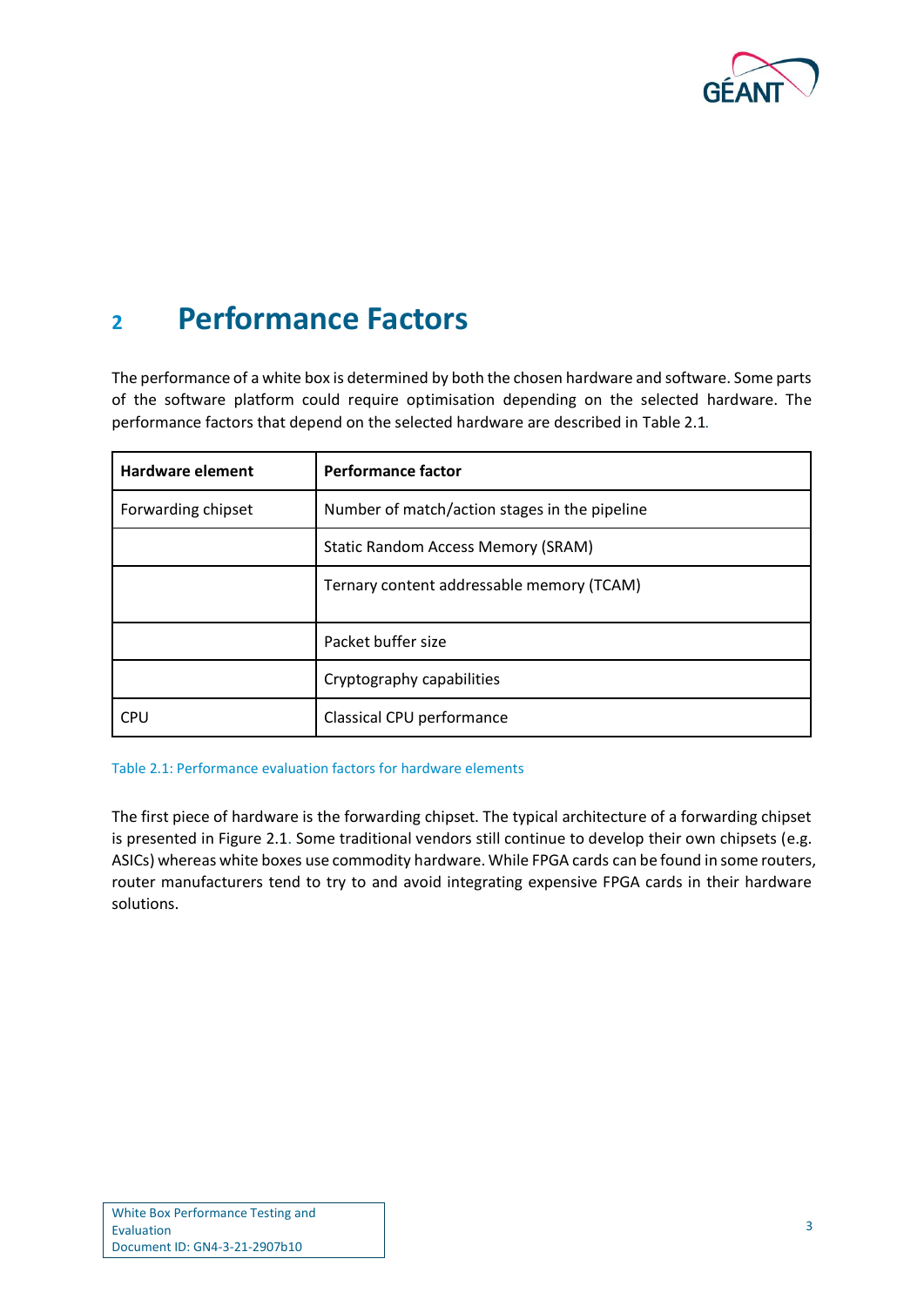# 2 Performance Factors

The performance of a white box is determined by both the chosen hardware and software. Some parts of the software platform could require optimisation depending on the selected hardware. The performance factors that depend on the selected hardware are described in Table 2.1.

| Hardware element | Performance factor |
|---|---|
| Forwarding chipset | Number of match/action stages in the pipeline |
| | Static Random Access Memory (SRAM) |
| | Ternary content addressable memory (TCAM) |
| | Packet buffer size |
| | Cryptography capabilities |
| CPU | Classical CPU performance |

Table 2.1: Performance evaluation factors for hardware elements

The first piece of hardware is the forwarding chipset. The typical architecture of a forwarding chipset is presented in Figure 2.1. Some traditional vendors still continue to develop their own chipsets (e.g. ASICs) whereas white boxes use commodity hardware. While FPGA cards can be found in some routers, router manufacturers tend to try to and avoid integrating expensive FPGA cards in their hardware solutions.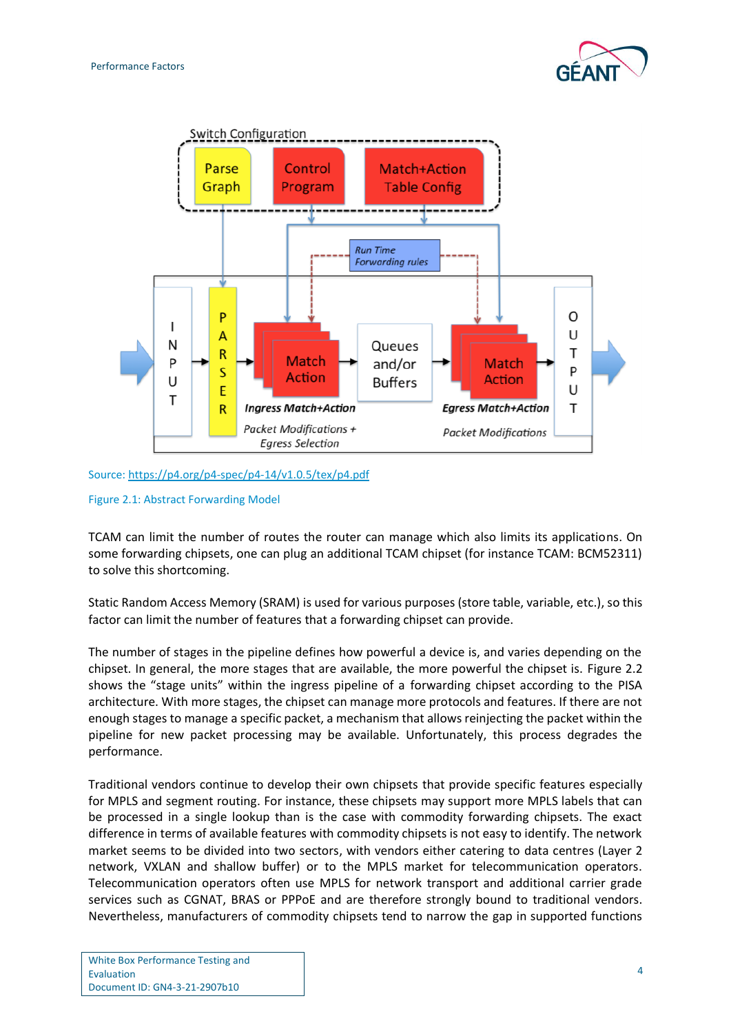Source: [https://p4.org/p4-spec/p4-14/v1.0.5/tex/p4.pdf](https://p4.org/p4-spec/p4-14/v1.0.5/tex/p4.pdf)

Figure 2.1: Abstract Forwarding Model

TCAM can limit the number of routes the router can manage which also limits its applications. On some forwarding chipsets, one can plug an additional TCAM chipset (for instance TCAM: BCM52311) to solve this shortcoming.

Static Random Access Memory (SRAM) is used for various purposes (store table, variable, etc.), so this factor can limit the number of features that a forwarding chipset can provide.

The number of stages in the pipeline defines how powerful a device is, and varies depending on the chipset. In general, the more stages that are available, the more powerful the chipset is. Figure 2.2 shows the "stage units" within the ingress pipeline of a forwarding chipset according to the PISA architecture. With more stages, the chipset can manage more protocols and features. If there are not enough stages to manage a specific packet, a mechanism that allows reinjecting the packet within the pipeline for new packet processing may be available. Unfortunately, this process degrades the performance.

Traditional vendors continue to develop their own chipsets that provide specific features especially for MPLS and segment routing. For instance, these chipsets may support more MPLS labels that can be processed in a single lookup than is the case with commodity forwarding chipsets. The exact difference in terms of available features with commodity chipsets is not easy to identify. The network market seems to be divided into two sectors, with vendors either catering to data centres (Layer 2 network, VXLAN and shallow buffer) or to the MPLS market for telecommunication operators. Telecommunication operators often use MPLS for network transport and additional carrier grade services such as CGNAT, BRAS or PPPoE and are therefore strongly bound to traditional vendors. Nevertheless, manufacturers of commodity chipsets tend to narrow the gap in supported functions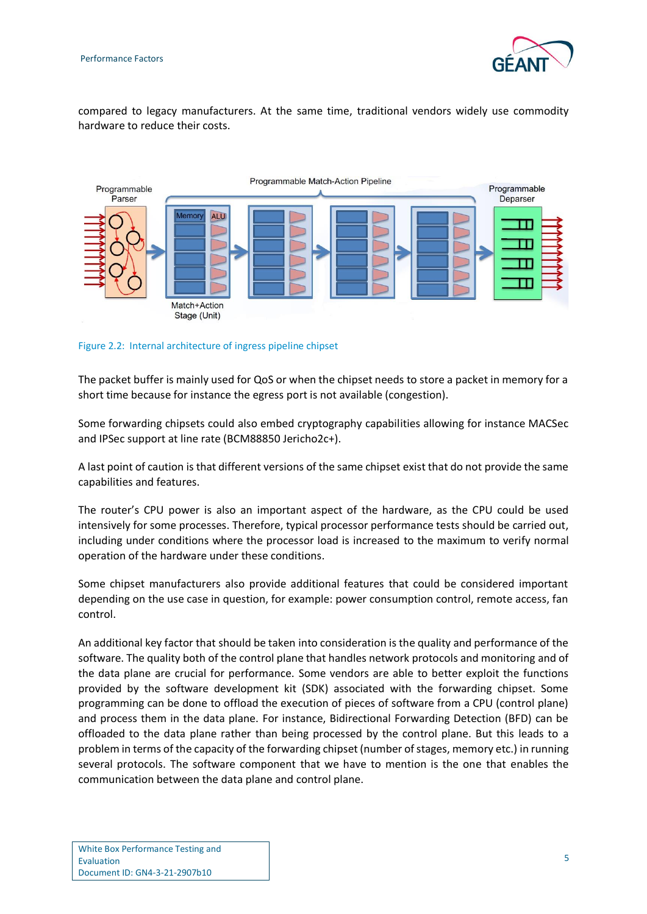compared to legacy manufacturers. At the same time, traditional vendors widely use commodity hardware to reduce their costs.

Figure 2.2: Internal architecture of ingress pipeline chipset

The packet buffer is mainly used for QoS or when the chipset needs to store a packet in memory for a short time because for instance the egress port is not available (congestion).

Some forwarding chipsets could also embed cryptography capabilities allowing for instance MACSec and IPSec support at line rate (BCM88850 Jericho2c+).

A last point of caution is that different versions of the same chipset exist that do not provide the same capabilities and features.

The router's CPU power is also an important aspect of the hardware, as the CPU could be used intensively for some processes. Therefore, typical processor performance tests should be carried out, including under conditions where the processor load is increased to the maximum to verify normal operation of the hardware under these conditions.

Some chipset manufacturers also provide additional features that could be considered important depending on the use case in question, for example: power consumption control, remote access, fan control.

An additional key factor that should be taken into consideration is the quality and performance of the software. The quality both of the control plane that handles network protocols and monitoring and of the data plane are crucial for performance. Some vendors are able to better exploit the functions provided by the software development kit (SDK) associated with the forwarding chipset. Some programming can be done to offload the execution of pieces of software from a CPU (control plane) and process them in the data plane. For instance, Bidirectional Forwarding Detection (BFD) can be offloaded to the data plane rather than being processed by the control plane. But this leads to a problem in terms of the capacity of the forwarding chipset (number of stages, memory etc.) in running several protocols. The software component that we have to mention is the one that enables the communication between the data plane and control plane.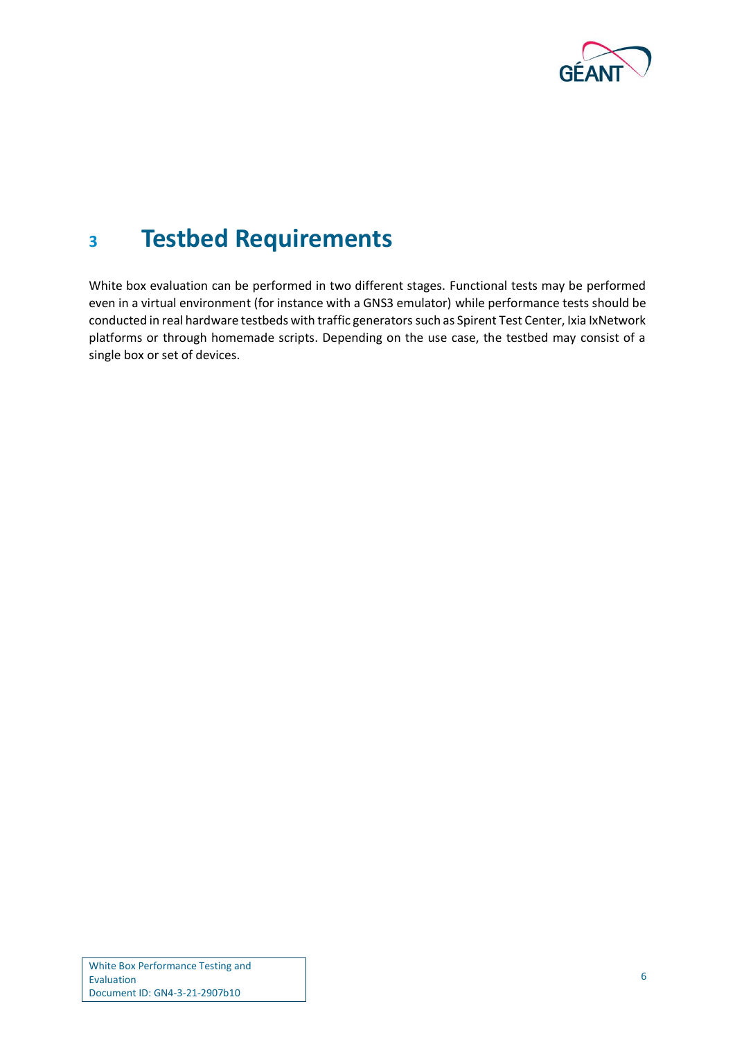# 3 Testbed Requirements

White box evaluation can be performed in two different stages. Functional tests may be performed even in a virtual environment (for instance with a GNS3 emulator) while performance tests should be conducted in real hardware testbeds with traffic generators such as Spirent Test Center, Ixia IxNetwork platforms or through homemade scripts. Depending on the use case, the testbed may consist of a single box or set of devices.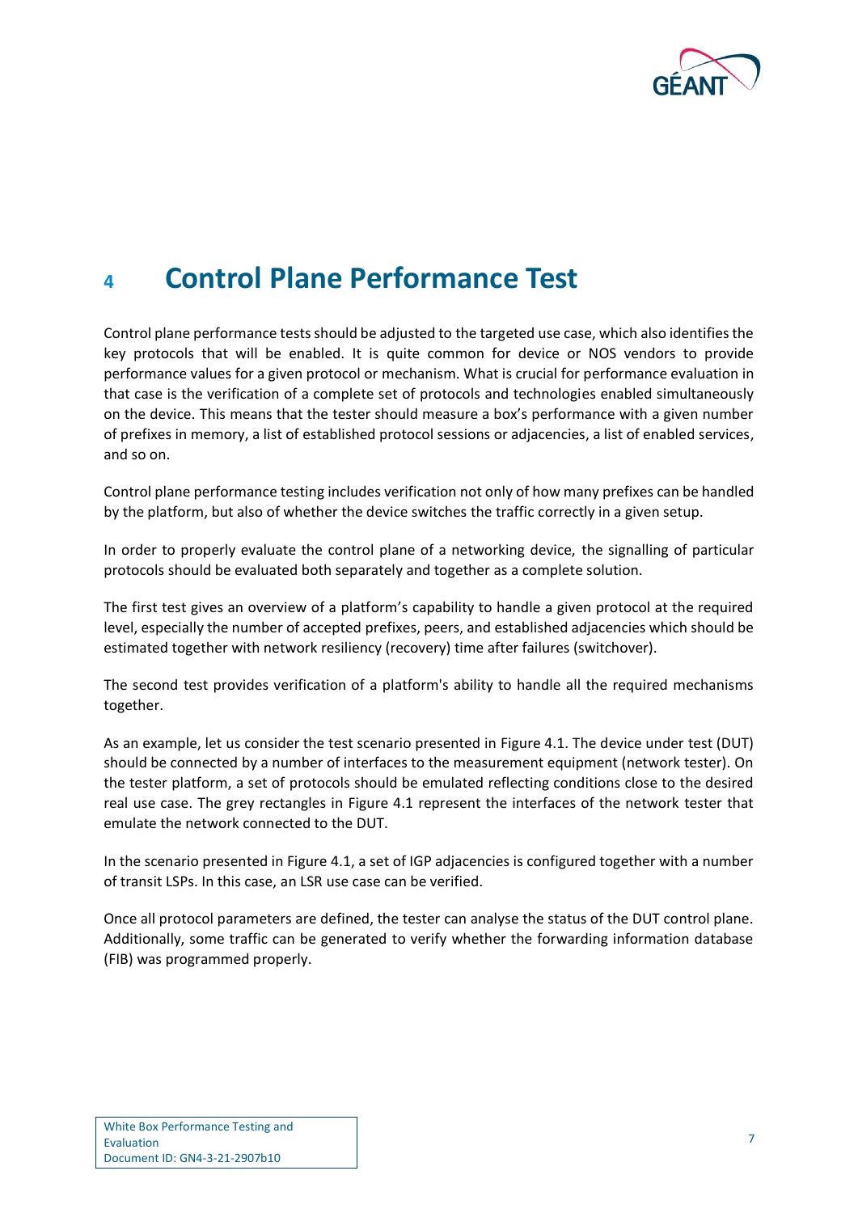# 4 Control Plane Performance Test

Control plane performance tests should be adjusted to the targeted use case, which also identifies the key protocols that will be enabled. It is quite common for device or NOS vendors to provide performance values for a given protocol or mechanism. What is crucial for performance evaluation in that case is the verification of a complete set of protocols and technologies enabled simultaneously on the device. This means that the tester should measure a box's performance with a given number of prefixes in memory, a list of established protocol sessions or adjacencies, a list of enabled services, and so on.

Control plane performance testing includes verification not only of how many prefixes can be handled by the platform, but also of whether the device switches the traffic correctly in a given setup.

In order to properly evaluate the control plane of a networking device, the signalling of particular protocols should be evaluated both separately and together as a complete solution.

The first test gives an overview of a platform's capability to handle a given protocol at the required level, especially the number of accepted prefixes, peers, and established adjacencies which should be estimated together with network resiliency (recovery) time after failures (switchover).

The second test provides verification of a platform's ability to handle all the required mechanisms together.

As an example, let us consider the test scenario presented in Figure 4.1. The device under test (DUT) should be connected by a number of interfaces to the measurement equipment (network tester). On the tester platform, a set of protocols should be emulated reflecting conditions close to the desired real use case. The grey rectangles in Figure 4.1 represent the interfaces of the network tester that emulate the network connected to the DUT.

In the scenario presented in Figure 4.1, a set of IGP adjacencies is configured together with a number of transit LSPs. In this case, an LSR use case can be verified.

Once all protocol parameters are defined, the tester can analyse the status of the DUT control plane. Additionally, some traffic can be generated to verify whether the forwarding information database (FIB) was programmed properly.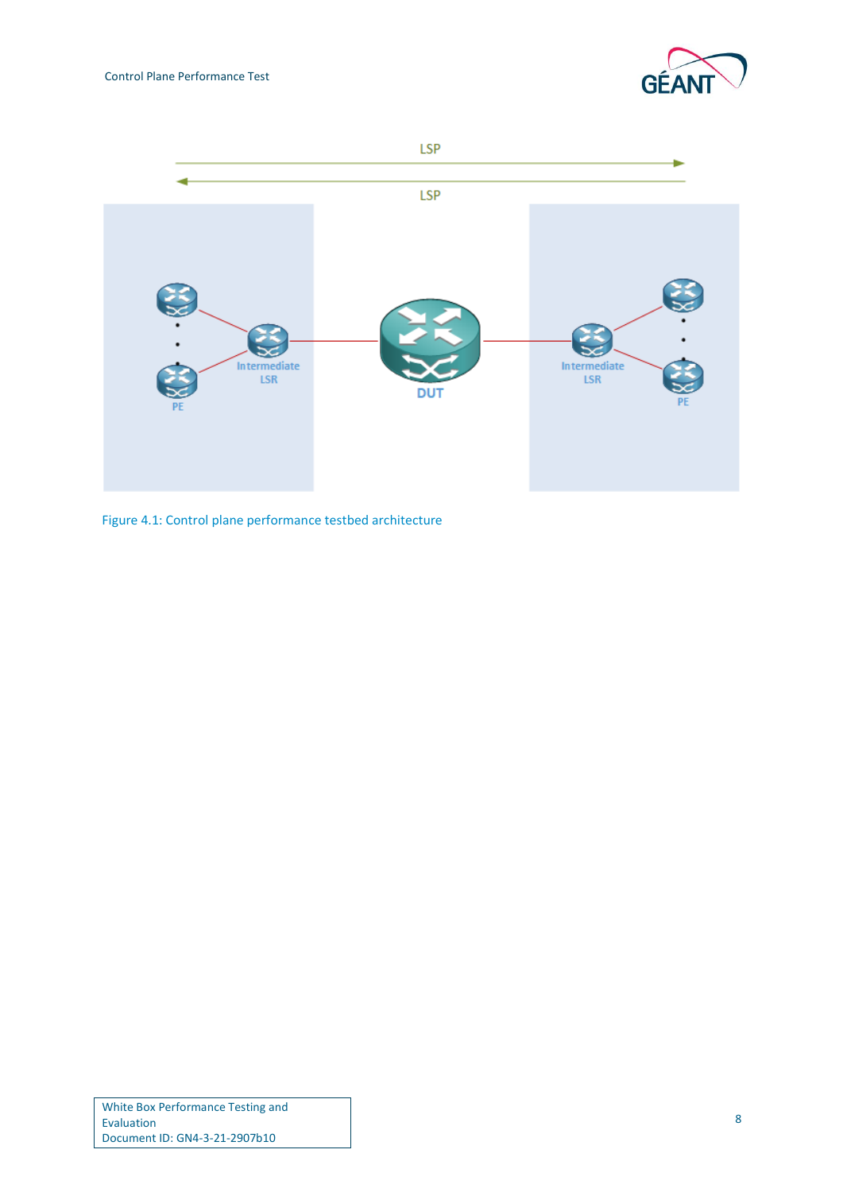Figure 4.1: Control plane performance testbed architecture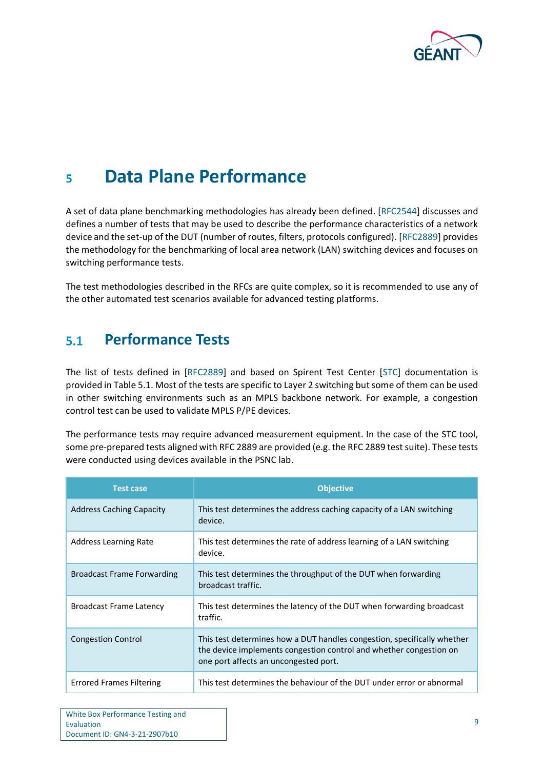# 5 Data Plane Performance

A set of data plane benchmarking methodologies has already been defined. [RFC2544] discusses and defines a number of tests that may be used to describe the performance characteristics of a network device and the set-up of the DUT (number of routes, filters, protocols configured). [RFC2889] provides the methodology for the benchmarking of local area network (LAN) switching devices and focuses on switching performance tests.

The test methodologies described in the RFCs are quite complex, so it is recommended to use any of the other automated test scenarios available for advanced testing platforms.

## 5.1 Performance Tests

The list of tests defined in [RFC2889] and based on Spirent Test Center [STC] documentation is provided in Table 5.1. Most of the tests are specific to Layer 2 switching but some of them can be used in other switching environments such as an MPLS backbone network. For example, a congestion control test can be used to validate MPLS P/PE devices.

The performance tests may require advanced measurement equipment. In the case of the STC tool, some pre-prepared tests aligned with RFC 2889 are provided (e.g. the RFC 2889 test suite). These tests were conducted using devices available in the PSNC lab.

| Test case | Objective |
|---|---|
| Address Caching Capacity | This test determines the address caching capacity of a LAN switching device. |
| Address Learning Rate | This test determines the rate of address learning of a LAN switching device. |
| Broadcast Frame Forwarding | This test determines the throughput of the DUT when forwarding broadcast traffic. |
| Broadcast Frame Latency | This test determines the latency of the DUT when forwarding broadcast traffic. |
| Congestion Control | This test determines how a DUT handles congestion, specifically whether the device implements congestion control and whether congestion on one port affects an uncongested port. |
| Errored Frames Filtering | This test determines the behaviour of the DUT under error or abnormal |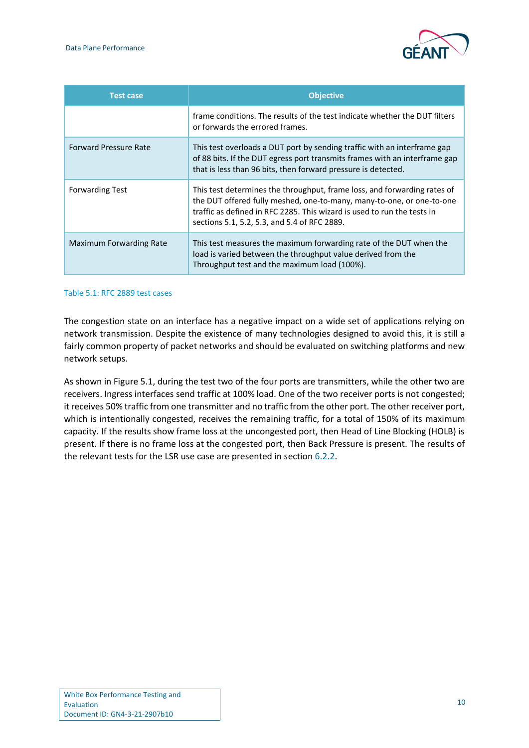| Test case | Objective |
| --- | --- |
| | frame conditions. The results of the test indicate whether the DUT filters or forwards the errored frames. |
| Forward Pressure Rate | This test overloads a DUT port by sending traffic with an interframe gap of 88 bits. If the DUT egress port transmits frames with an interframe gap that is less than 96 bits, then forward pressure is detected. |
| Forwarding Test | This test determines the throughput, frame loss, and forwarding rates of the DUT offered fully meshed, one-to-many, many-to-one, or one-to-one traffic as defined in RFC 2285. This wizard is used to run the tests in sections 5.1, 5.2, 5.3, and 5.4 of RFC 2889. |
| Maximum Forwarding Rate | This test measures the maximum forwarding rate of the DUT when the load is varied between the throughput value derived from the Throughput test and the maximum load (100%). |

Table 5.1: RFC 2889 test cases

The congestion state on an interface has a negative impact on a wide set of applications relying on network transmission. Despite the existence of many technologies designed to avoid this, it is still a fairly common property of packet networks and should be evaluated on switching platforms and new network setups.

As shown in Figure 5.1, during the test two of the four ports are transmitters, while the other two are receivers. Ingress interfaces send traffic at 100% load. One of the two receiver ports is not congested; it receives 50% traffic from one transmitter and no traffic from the other port. The other receiver port, which is intentionally congested, receives the remaining traffic, for a total of 150% of its maximum capacity. If the results show frame loss at the uncongested port, then Head of Line Blocking (HOLB) is present. If there is no frame loss at the congested port, then Back Pressure is present. The results of the relevant tests for the LSR use case are presented in section 6.2.2.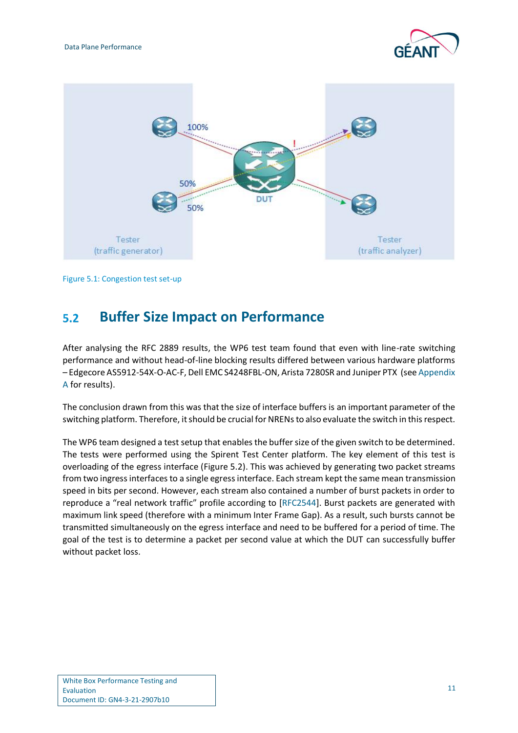Figure 5.1: Congestion test set-up

## 5.2 Buffer Size Impact on Performance

After analysing the RFC 2889 results, the WP6 test team found that even with line-rate switching performance and without head-of-line blocking results differed between various hardware platforms – Edgecore AS5912-54X-O-AC-F, Dell EMC S4248FBL-ON, Arista 7280SR and Juniper PTX (see Appendix A for results).

The conclusion drawn from this was that the size of interface buffers is an important parameter of the switching platform. Therefore, it should be crucial for NRENs to also evaluate the switch in this respect.

The WP6 team designed a test setup that enables the buffer size of the given switch to be determined. The tests were performed using the Spirent Test Center platform. The key element of this test is overloading of the egress interface (Figure 5.2). This was achieved by generating two packet streams from two ingress interfaces to a single egress interface. Each stream kept the same mean transmission speed in bits per second. However, each stream also contained a number of burst packets in order to reproduce a "real network traffic" profile according to [RFC2544]. Burst packets are generated with maximum link speed (therefore with a minimum Inter Frame Gap). As a result, such bursts cannot be transmitted simultaneously on the egress interface and need to be buffered for a period of time. The goal of the test is to determine a packet per second value at which the DUT can successfully buffer without packet loss.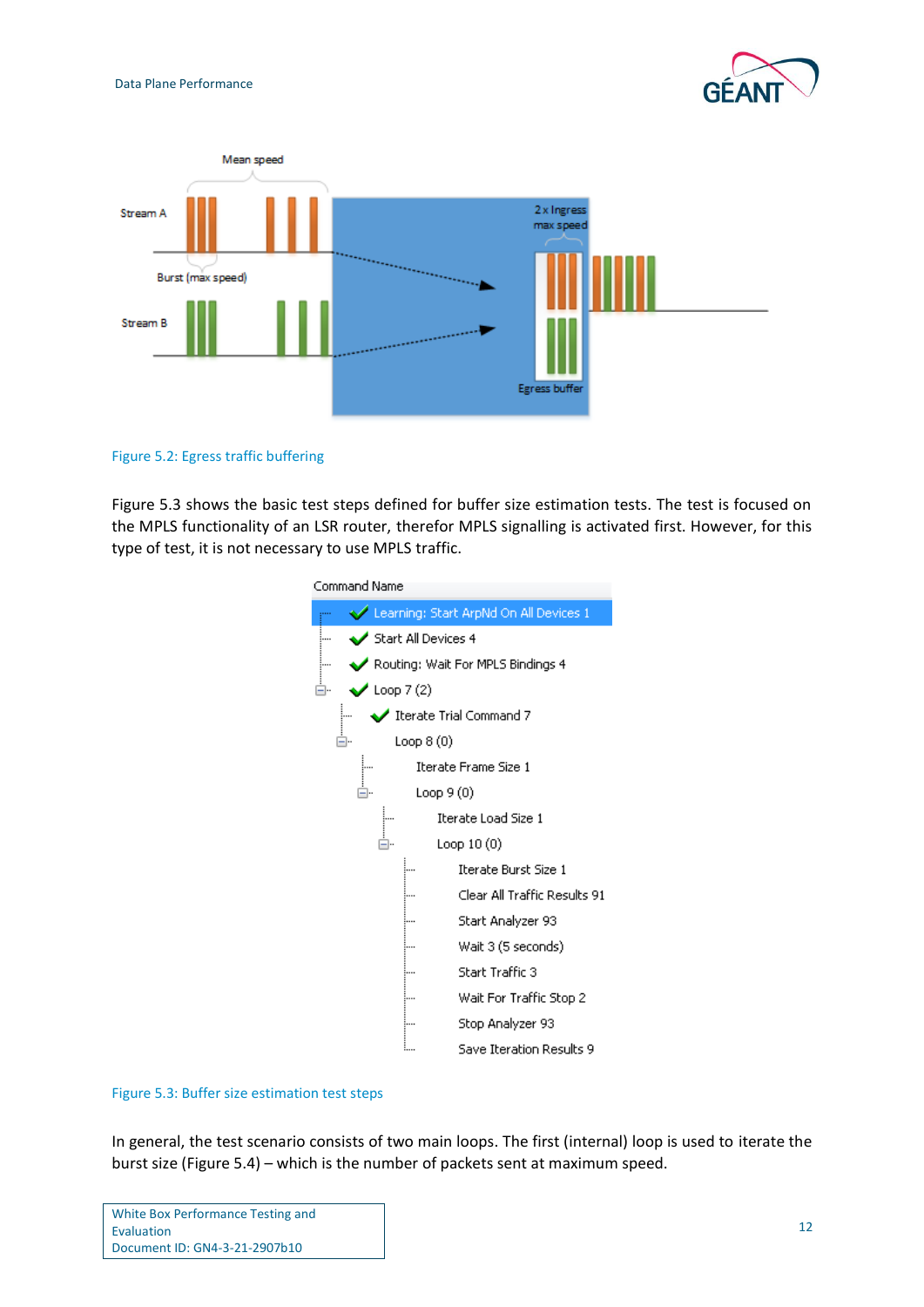Figure 5.2: Egress traffic buffering

Figure 5.3 shows the basic test steps defined for buffer size estimation tests. The test is focused on the MPLS functionality of an LSR router, therefor MPLS signalling is activated first. However, for this type of test, it is not necessary to use MPLS traffic.

Figure 5.3: Buffer size estimation test steps

In general, the test scenario consists of two main loops. The first (internal) loop is used to iterate the burst size (Figure 5.4) – which is the number of packets sent at maximum speed.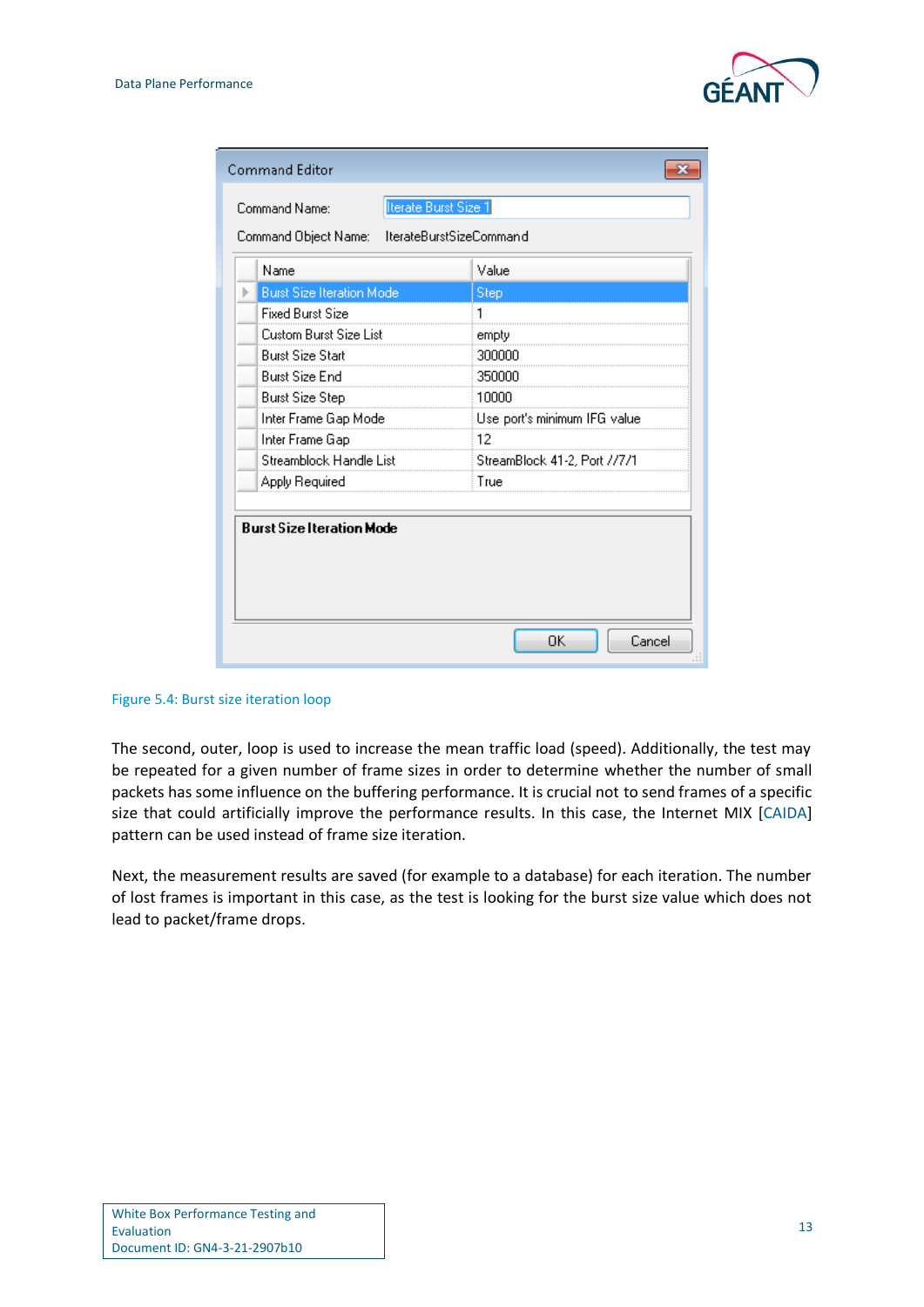| Name | Value |
| --- | --- |
| Burst Size Iteration Mode | Step |
| Fixed Burst Size | 1 |
| Custom Burst Size List | empty |
| Burst Size Start | 300000 |
| Burst Size End | 350000 |
| Burst Size Step | 10000 |
| Inter Frame Gap Mode | Use port's minimum IFG value |
| Inter Frame Gap | 12 |
| Streamblock Handle List | StreamBlock 41-2, Port //7/1 |
| Apply Required | True |

Figure 5.4: Burst size iteration loop

The second, outer, loop is used to increase the mean traffic load (speed). Additionally, the test may be repeated for a given number of frame sizes in order to determine whether the number of small packets has some influence on the buffering performance. It is crucial not to send frames of a specific size that could artificially improve the performance results. In this case, the Internet MIX [CAIDA] pattern can be used instead of frame size iteration.

Next, the measurement results are saved (for example to a database) for each iteration. The number of lost frames is important in this case, as the test is looking for the burst size value which does not lead to packet/frame drops.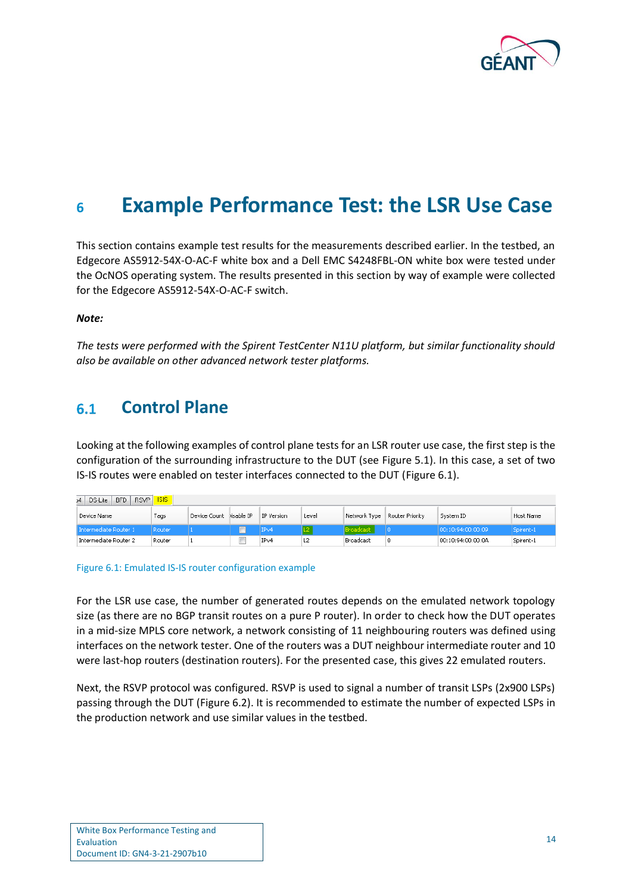# 6 Example Performance Test: the LSR Use Case

This section contains example test results for the measurements described earlier. In the testbed, an Edgecore AS5912-54X-O-AC-F white box and a Dell EMC S4248FBL-ON white box were tested under the OcNOS operating system. The results presented in this section by way of example were collected for the Edgecore AS5912-54X-O-AC-F switch.

***Note:***

*The tests were performed with the Spirent TestCenter N11U platform, but similar functionality should also be available on other advanced network tester platforms.*

## 6.1 Control Plane

Looking at the following examples of control plane tests for an LSR router use case, the first step is the configuration of the surrounding infrastructure to the DUT (see Figure 5.1). In this case, a set of two IS-IS routes were enabled on tester interfaces connected to the DUT (Figure 6.1).

| Device Name | Tags | Device Count | Disable IP | IP Version | Level | Network Type | Router Priority | System ID | Host Name |
|---|---|---|---|---|---|---|---|---|---|
| Intermediate Router 1 | Router | 1 | | IPv4 | L2 | Broadcast | 0 | 00:10:94:00:00:09 | Sprent-1 |
| Intermediate Router 2 | Router | 1 | | IPv4 | L2 | Broadcast | 0 | 00:10:94:00:00:0A | Sprent-1 |

Figure 6.1: Emulated IS-IS router configuration example

For the LSR use case, the number of generated routes depends on the emulated network topology size (as there are no BGP transit routes on a pure P router). In order to check how the DUT operates in a mid-size MPLS core network, a network consisting of 11 neighbouring routers was defined using interfaces on the network tester. One of the routers was a DUT neighbour intermediate router and 10 were last-hop routers (destination routers). For the presented case, this gives 22 emulated routers.

Next, the RSVP protocol was configured. RSVP is used to signal a number of transit LSPs (2x900 LSPs) passing through the DUT (Figure 6.2). It is recommended to estimate the number of expected LSPs in the production network and use similar values in the testbed.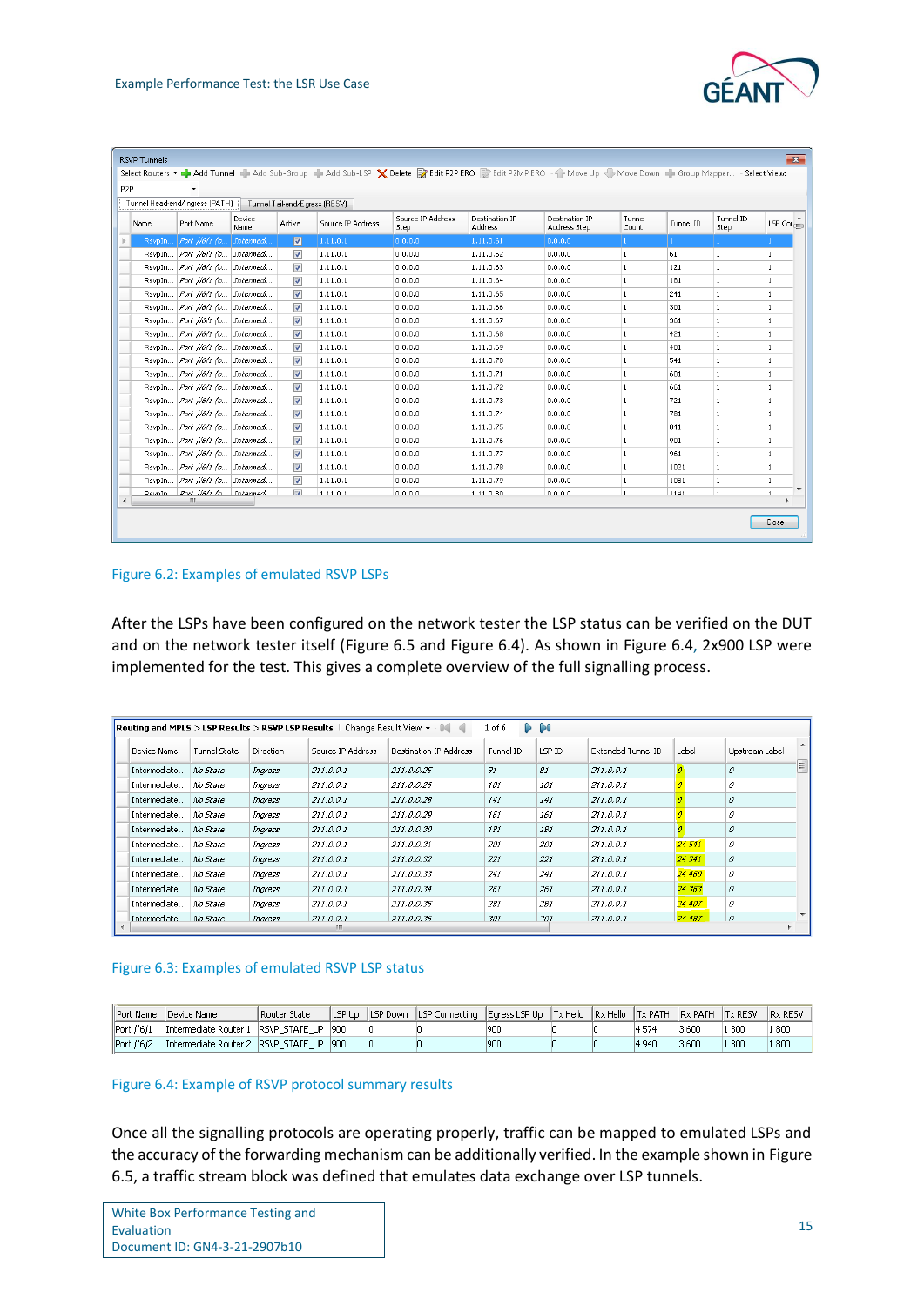| Name | Port Name | Device Name | Active | Source IP Address | Source IP Address Step | Destination IP Address | Destination IP Address Step | Tunnel Count | Tunnel ID | Tunnel ID Step | LSP Cou |
|---|---|---|---|---|---|---|---|---|---|---|---|
| RsvpIn... | Port //6/1 (o... | Intermedi... | ☑ | 1.11.0.1 | 0.0.0.0 | 1.11.0.61 | 0.0.0.0 | 1 | 1 | 1 | 1 |
| RsvpIn... | Port //6/1 (o... | Intermedi... | ☑ | 1.11.0.1 | 0.0.0.0 | 1.11.0.62 | 0.0.0.0 | 1 | 61 | 1 | 1 |
| RsvpIn... | Port //6/1 (o... | Intermedi... | ☑ | 1.11.0.1 | 0.0.0.0 | 1.11.0.63 | 0.0.0.0 | 1 | 121 | 1 | 1 |
| RsvpIn... | Port //6/1 (o... | Intermedi... | ☑ | 1.11.0.1 | 0.0.0.0 | 1.11.0.64 | 0.0.0.0 | 1 | 181 | 1 | 1 |
| RsvpIn... | Port //6/1 (o... | Intermedi... | ☑ | 1.11.0.1 | 0.0.0.0 | 1.11.0.65 | 0.0.0.0 | 1 | 241 | 1 | 1 |
| RsvpIn... | Port //6/1 (o... | Intermedi... | ☑ | 1.11.0.1 | 0.0.0.0 | 1.11.0.66 | 0.0.0.0 | 1 | 301 | 1 | 1 |
| RsvpIn... | Port //6/1 (o... | Intermedi... | ☑ | 1.11.0.1 | 0.0.0.0 | 1.11.0.67 | 0.0.0.0 | 1 | 361 | 1 | 1 |
| RsvpIn... | Port //6/1 (o... | Intermedi... | ☑ | 1.11.0.1 | 0.0.0.0 | 1.11.0.68 | 0.0.0.0 | 1 | 421 | 1 | 1 |
| RsvpIn... | Port //6/1 (o... | Intermedi... | ☑ | 1.11.0.1 | 0.0.0.0 | 1.11.0.69 | 0.0.0.0 | 1 | 481 | 1 | 1 |
| RsvpIn... | Port //6/1 (o... | Intermedi... | ☑ | 1.11.0.1 | 0.0.0.0 | 1.11.0.70 | 0.0.0.0 | 1 | 541 | 1 | 1 |
| RsvpIn... | Port //6/1 (o... | Intermedi... | ☑ | 1.11.0.1 | 0.0.0.0 | 1.11.0.71 | 0.0.0.0 | 1 | 601 | 1 | 1 |
| RsvpIn... | Port //6/1 (o... | Intermedi... | ☑ | 1.11.0.1 | 0.0.0.0 | 1.11.0.72 | 0.0.0.0 | 1 | 661 | 1 | 1 |
| RsvpIn... | Port //6/1 (o... | Intermedi... | ☑ | 1.11.0.1 | 0.0.0.0 | 1.11.0.73 | 0.0.0.0 | 1 | 721 | 1 | 1 |
| RsvpIn... | Port //6/1 (o... | Intermedi... | ☑ | 1.11.0.1 | 0.0.0.0 | 1.11.0.74 | 0.0.0.0 | 1 | 781 | 1 | 1 |
| RsvpIn... | Port //6/1 (o... | Intermedi... | ☑ | 1.11.0.1 | 0.0.0.0 | 1.11.0.75 | 0.0.0.0 | 1 | 841 | 1 | 1 |
| RsvpIn... | Port //6/1 (o... | Intermedi... | ☑ | 1.11.0.1 | 0.0.0.0 | 1.11.0.76 | 0.0.0.0 | 1 | 901 | 1 | 1 |
| RsvpIn... | Port //6/1 (o... | Intermedi... | ☑ | 1.11.0.1 | 0.0.0.0 | 1.11.0.77 | 0.0.0.0 | 1 | 961 | 1 | 1 |
| RsvpIn... | Port //6/1 (o... | Intermedi... | ☑ | 1.11.0.1 | 0.0.0.0 | 1.11.0.78 | 0.0.0.0 | 1 | 1021 | 1 | 1 |
| RsvpIn... | Port //6/1 (o... | Intermedi... | ☑ | 1.11.0.1 | 0.0.0.0 | 1.11.0.79 | 0.0.0.0 | 1 | 1081 | 1 | 1 |
| RsvpIn... | Port //6/1 (o... | Intermedi... | ☑ | 1.11.0.1 | 0.0.0.0 | 1.11.0.80 | 0.0.0.0 | 1 | 1141 | 1 | 1 |

Figure 6.2: Examples of emulated RSVP LSPs

After the LSPs have been configured on the network tester the LSP status can be verified on the DUT and on the network tester itself (Figure 6.5 and Figure 6.4). As shown in Figure 6.4, 2x900 LSP were implemented for the test. This gives a complete overview of the full signalling process.

| Device Name | Tunnel State | Direction | Source IP Address | Destination IP Address | Tunnel ID | LSP ID | Extended Tunnel ID | Label | Upstream Label |
|---|---|---|---|---|---|---|---|---|---|
| Intermediate ... | No State | Ingress | 211.0.0.1 | 211.0.0.25 | 81 | 81 | 211.0.0.1 | 0 | 0 |
| Intermediate ... | No State | Ingress | 211.0.0.1 | 211.0.0.26 | 101 | 101 | 211.0.0.1 | 0 | 0 |
| Intermediate ... | No State | Ingress | 211.0.0.1 | 211.0.0.28 | 141 | 141 | 211.0.0.1 | 0 | 0 |
| Intermediate ... | No State | Ingress | 211.0.0.1 | 211.0.0.29 | 161 | 161 | 211.0.0.1 | 0 | 0 |
| Intermediate ... | No State | Ingress | 211.0.0.1 | 211.0.0.30 | 181 | 181 | 211.0.0.1 | 0 | 0 |
| Intermediate ... | No State | Ingress | 211.0.0.1 | 211.0.0.31 | 201 | 201 | 211.0.0.1 | 24 541 | 0 |
| Intermediate ... | No State | Ingress | 211.0.0.1 | 211.0.0.32 | 221 | 221 | 211.0.0.1 | 24 341 | 0 |
| Intermediate ... | No State | Ingress | 211.0.0.1 | 211.0.0.33 | 241 | 241 | 211.0.0.1 | 24 460 | 0 |
| Intermediate ... | No State | Ingress | 211.0.0.1 | 211.0.0.34 | 261 | 261 | 211.0.0.1 | 24 363 | 0 |
| Intermediate ... | No State | Ingress | 211.0.0.1 | 211.0.0.35 | 281 | 281 | 211.0.0.1 | 24 407 | 0 |
| Intermediate ... | No State | Ingress | 211.0.0.1 | 211.0.0.36 | 301 | 301 | 211.0.0.1 | 24 487 | 0 |

Figure 6.3: Examples of emulated RSVP LSP status

| Port Name | Device Name | Router State | LSP Up | LSP Down | LSP Connecting | Egress LSP Up | Tx Hello | Rx Hello | Tx PATH | Rx PATH | Tx RESV | Rx RESV |
|---|---|---|---|---|---|---|---|---|---|---|---|---|
| Port //6/1 | Intermediate Router 1 | RSVP_STATE_UP | 900 | 0 | 0 | 900 | 0 | 0 | 4 574 | 3 600 | 1 800 | 1 800 |
| Port //6/2 | Intermediate Router 2 | RSVP_STATE_UP | 900 | 0 | 0 | 900 | 0 | 0 | 4 940 | 3 600 | 1 800 | 1 800 |

Figure 6.4: Example of RSVP protocol summary results

Once all the signalling protocols are operating properly, traffic can be mapped to emulated LSPs and the accuracy of the forwarding mechanism can be additionally verified. In the example shown in Figure 6.5, a traffic stream block was defined that emulates data exchange over LSP tunnels.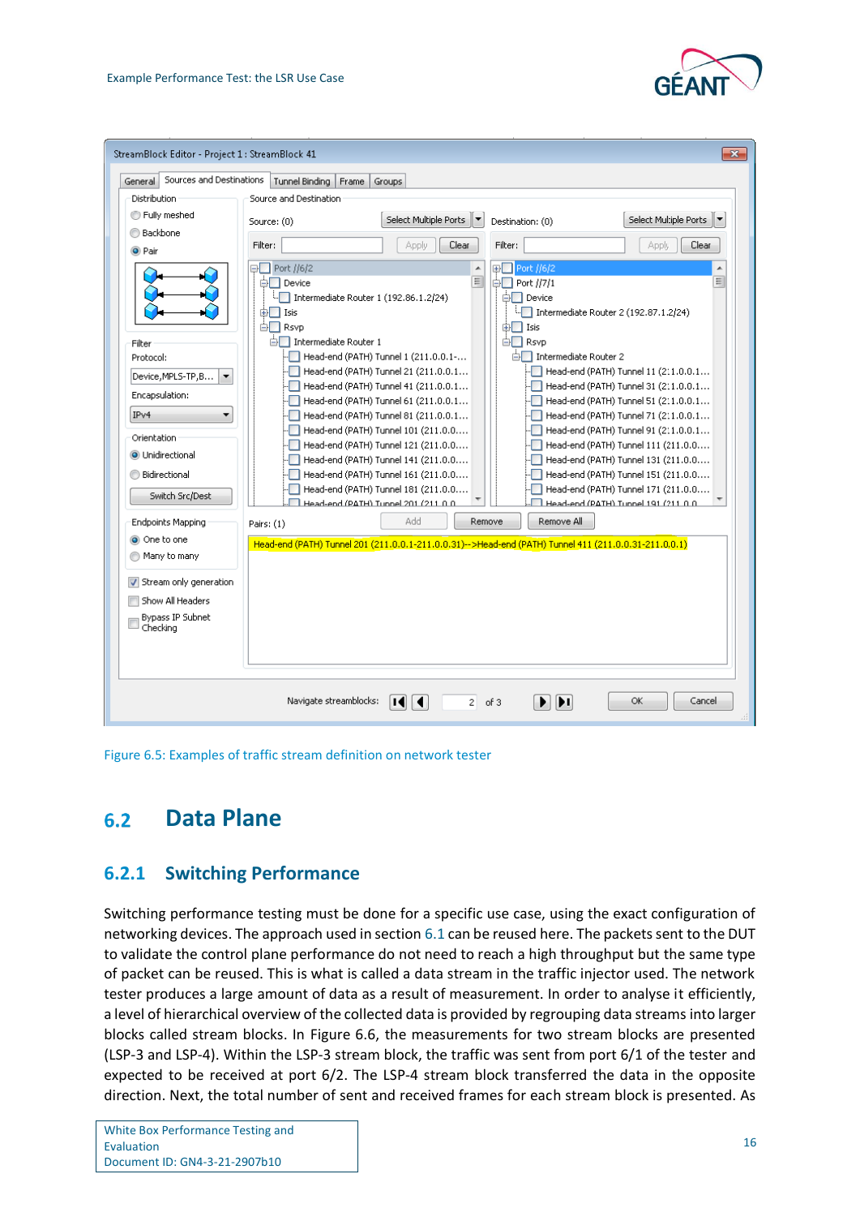Figure 6.5: Examples of traffic stream definition on network tester

## 6.2 Data Plane

### 6.2.1 Switching Performance

Switching performance testing must be done for a specific use case, using the exact configuration of networking devices. The approach used in section 6.1 can be reused here. The packets sent to the DUT to validate the control plane performance do not need to reach a high throughput but the same type of packet can be reused. This is what is called a data stream in the traffic injector used. The network tester produces a large amount of data as a result of measurement. In order to analyse it efficiently, a level of hierarchical overview of the collected data is provided by regrouping data streams into larger blocks called stream blocks. In Figure 6.6, the measurements for two stream blocks are presented (LSP-3 and LSP-4). Within the LSP-3 stream block, the traffic was sent from port 6/1 of the tester and expected to be received at port 6/2. The LSP-4 stream block transferred the data in the opposite direction. Next, the total number of sent and received frames for each stream block is presented. As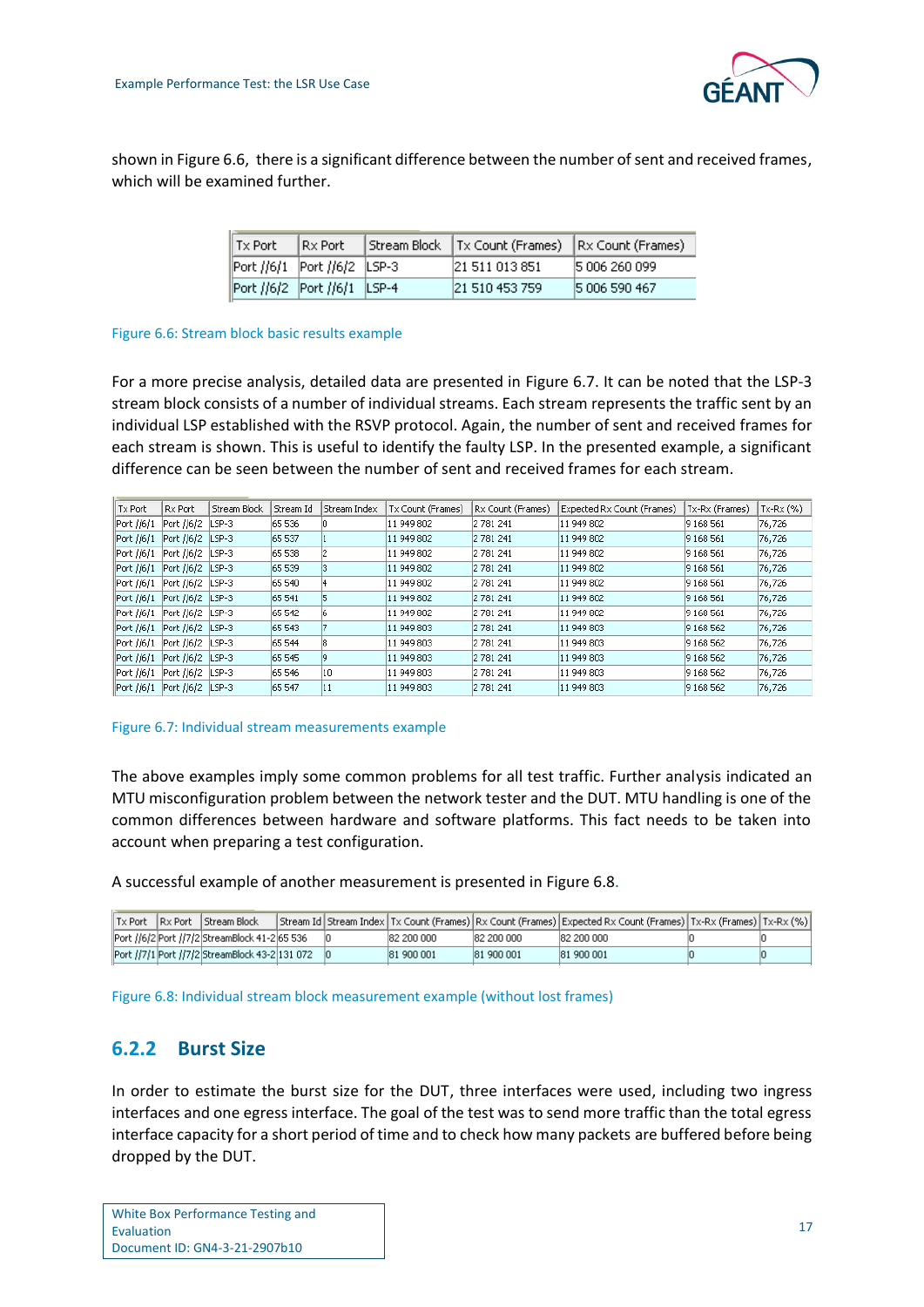shown in Figure 6.6, there is a significant difference between the number of sent and received frames, which will be examined further.

| Tx Port | Rx Port | Stream Block | Tx Count (Frames) | Rx Count (Frames) |
|---|---|---|---|---|
| Port //6/1 | Port //6/2 | LSP-3 | 21 511 013 851 | 5 006 260 099 |
| Port //6/2 | Port //6/1 | LSP-4 | 21 510 453 759 | 5 006 590 467 |

Figure 6.6: Stream block basic results example

For a more precise analysis, detailed data are presented in Figure 6.7. It can be noted that the LSP-3 stream block consists of a number of individual streams. Each stream represents the traffic sent by an individual LSP established with the RSVP protocol. Again, the number of sent and received frames for each stream is shown. This is useful to identify the faulty LSP. In the presented example, a significant difference can be seen between the number of sent and received frames for each stream.

| Tx Port | Rx Port | Stream Block | Stream Id | Stream Index | Tx Count (Frames) | Rx Count (Frames) | Expected Rx Count (Frames) | Tx-Rx (Frames) | Tx-Rx (%) |
|---|---|---|---|---|---|---|---|---|---|
| Port //6/1 | Port //6/2 | LSP-3 | 65 536 | 0 | 11 949 802 | 2 781 241 | 11 949 802 | 9 168 561 | 76,726 |
| Port //6/1 | Port //6/2 | LSP-3 | 65 537 | 1 | 11 949 802 | 2 781 241 | 11 949 802 | 9 168 561 | 76,726 |
| Port //6/1 | Port //6/2 | LSP-3 | 65 538 | 2 | 11 949 802 | 2 781 241 | 11 949 802 | 9 168 561 | 76,726 |
| Port //6/1 | Port //6/2 | LSP-3 | 65 539 | 3 | 11 949 802 | 2 781 241 | 11 949 802 | 9 168 561 | 76,726 |
| Port //6/1 | Port //6/2 | LSP-3 | 65 540 | 4 | 11 949 802 | 2 781 241 | 11 949 802 | 9 168 561 | 76,726 |
| Port //6/1 | Port //6/2 | LSP-3 | 65 541 | 5 | 11 949 802 | 2 781 241 | 11 949 802 | 9 168 561 | 76,726 |
| Port //6/1 | Port //6/2 | LSP-3 | 65 542 | 6 | 11 949 802 | 2 781 241 | 11 949 802 | 9 168 561 | 76,726 |
| Port //6/1 | Port //6/2 | LSP-3 | 65 543 | 7 | 11 949 803 | 2 781 241 | 11 949 803 | 9 168 562 | 76,726 |
| Port //6/1 | Port //6/2 | LSP-3 | 65 544 | 8 | 11 949 803 | 2 781 241 | 11 949 803 | 9 168 562 | 76,726 |
| Port //6/1 | Port //6/2 | LSP-3 | 65 545 | 9 | 11 949 803 | 2 781 241 | 11 949 803 | 9 168 562 | 76,726 |
| Port //6/1 | Port //6/2 | LSP-3 | 65 546 | 10 | 11 949 803 | 2 781 241 | 11 949 803 | 9 168 562 | 76,726 |
| Port //6/1 | Port //6/2 | LSP-3 | 65 547 | 11 | 11 949 803 | 2 781 241 | 11 949 803 | 9 168 562 | 76,726 |

Figure 6.7: Individual stream measurements example

The above examples imply some common problems for all test traffic. Further analysis indicated an MTU misconfiguration problem between the network tester and the DUT. MTU handling is one of the common differences between hardware and software platforms. This fact needs to be taken into account when preparing a test configuration.

A successful example of another measurement is presented in Figure 6.8.

| Tx Port | Rx Port | Stream Block | Stream Id | Stream Index | Tx Count (Frames) | Rx Count (Frames) | Expected Rx Count (Frames) | Tx-Rx (Frames) | Tx-Rx (%) |
|---|---|---|---|---|---|---|---|---|---|
| Port //6/2 | Port //7/2 | StreamBlock 41-2 | 65 536 | 0 | 82 200 000 | 82 200 000 | 82 200 000 | 0 | 0 |
| Port //7/1 | Port //7/2 | StreamBlock 43-2 | 131 072 | 0 | 81 900 001 | 81 900 001 | 81 900 001 | 0 | 0 |

Figure 6.8: Individual stream block measurement example (without lost frames)

### 6.2.2 Burst Size

In order to estimate the burst size for the DUT, three interfaces were used, including two ingress interfaces and one egress interface. The goal of the test was to send more traffic than the total egress interface capacity for a short period of time and to check how many packets are buffered before being dropped by the DUT.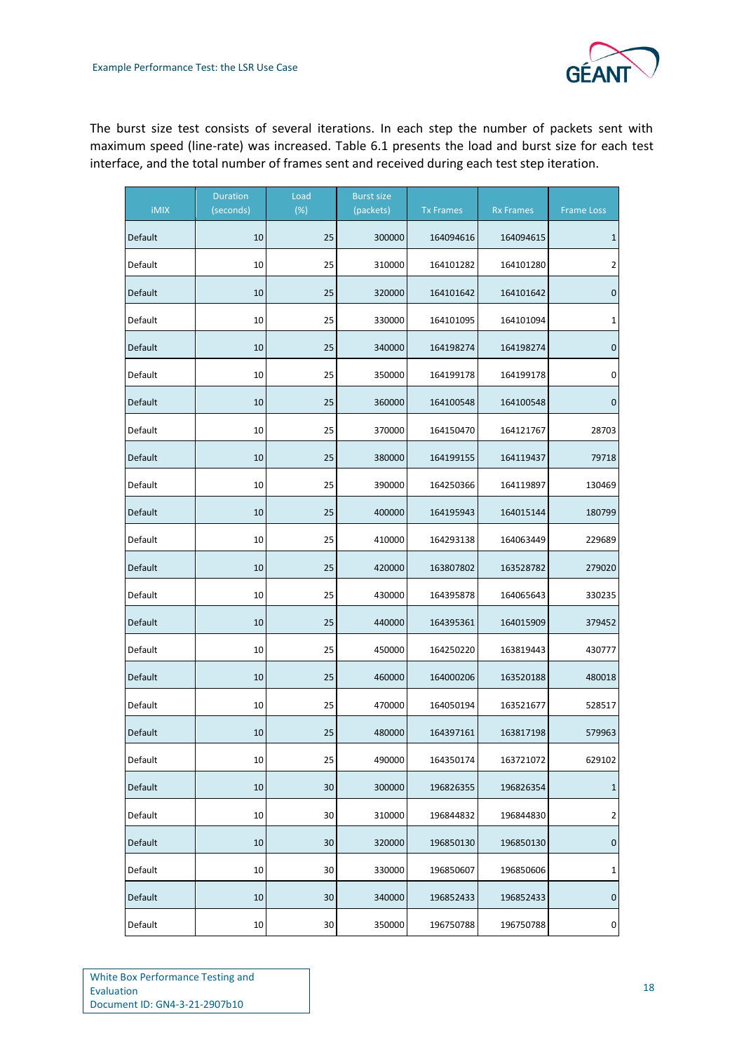The burst size test consists of several iterations. In each step the number of packets sent with maximum speed (line-rate) was increased. Table 6.1 presents the load and burst size for each test interface, and the total number of frames sent and received during each test step iteration.

| iMIX | Duration (seconds) | Load (%) | Burst size (packets) | Tx Frames | Rx Frames | Frame Loss |
|---|---|---|---|---|---|---|
| Default | 10 | 25 | 300000 | 164094616 | 164094615 | 1 |
| Default | 10 | 25 | 310000 | 164101282 | 164101280 | 2 |
| Default | 10 | 25 | 320000 | 164101642 | 164101642 | 0 |
| Default | 10 | 25 | 330000 | 164101095 | 164101094 | 1 |
| Default | 10 | 25 | 340000 | 164198274 | 164198274 | 0 |
| Default | 10 | 25 | 350000 | 164199178 | 164199178 | 0 |
| Default | 10 | 25 | 360000 | 164100548 | 164100548 | 0 |
| Default | 10 | 25 | 370000 | 164150470 | 164121767 | 28703 |
| Default | 10 | 25 | 380000 | 164199155 | 164119437 | 79718 |
| Default | 10 | 25 | 390000 | 164250366 | 164119897 | 130469 |
| Default | 10 | 25 | 400000 | 164195943 | 164015144 | 180799 |
| Default | 10 | 25 | 410000 | 164293138 | 164063449 | 229689 |
| Default | 10 | 25 | 420000 | 163807802 | 163528782 | 279020 |
| Default | 10 | 25 | 430000 | 164395878 | 164065643 | 330235 |
| Default | 10 | 25 | 440000 | 164395361 | 164015909 | 379452 |
| Default | 10 | 25 | 450000 | 164250220 | 163819443 | 430777 |
| Default | 10 | 25 | 460000 | 164000206 | 163520188 | 480018 |
| Default | 10 | 25 | 470000 | 164050194 | 163521677 | 528517 |
| Default | 10 | 25 | 480000 | 164397161 | 163817198 | 579963 |
| Default | 10 | 25 | 490000 | 164350174 | 163721072 | 629102 |
| Default | 10 | 30 | 300000 | 196826355 | 196826354 | 1 |
| Default | 10 | 30 | 310000 | 196844832 | 196844830 | 2 |
| Default | 10 | 30 | 320000 | 196850130 | 196850130 | 0 |
| Default | 10 | 30 | 330000 | 196850607 | 196850606 | 1 |
| Default | 10 | 30 | 340000 | 196852433 | 196852433 | 0 |
| Default | 10 | 30 | 350000 | 196750788 | 196750788 | 0 |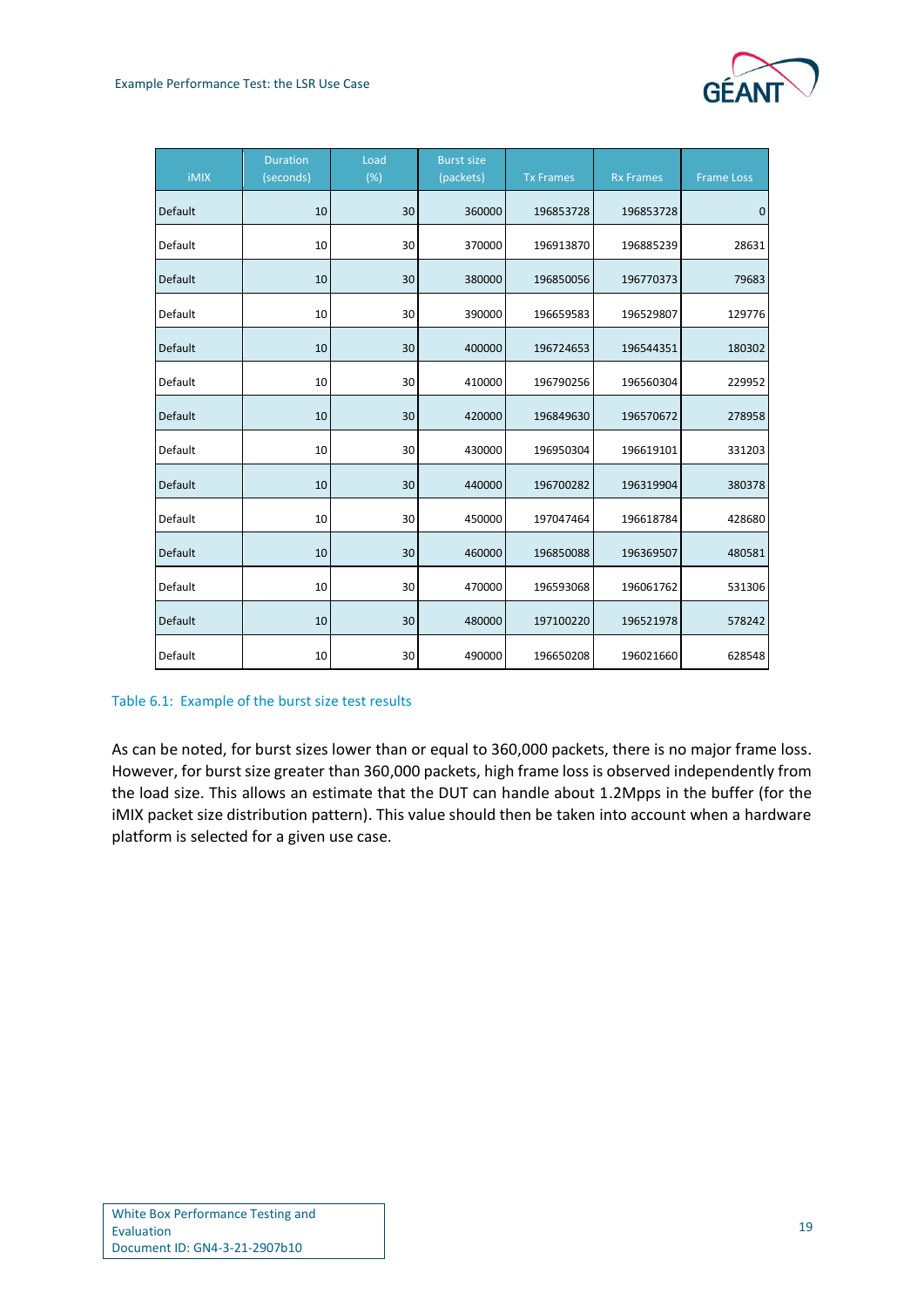| iMIX | Duration (seconds) | Load (%) | Burst size (packets) | Tx Frames | Rx Frames | Frame Loss |
|---|---|---|---|---|---|---|
| Default | 10 | 30 | 360000 | 196853728 | 196853728 | 0 |
| Default | 10 | 30 | 370000 | 196913870 | 196885239 | 28631 |
| Default | 10 | 30 | 380000 | 196850056 | 196770373 | 79683 |
| Default | 10 | 30 | 390000 | 196659583 | 196529807 | 129776 |
| Default | 10 | 30 | 400000 | 196724653 | 196544351 | 180302 |
| Default | 10 | 30 | 410000 | 196790256 | 196560304 | 229952 |
| Default | 10 | 30 | 420000 | 196849630 | 196570672 | 278958 |
| Default | 10 | 30 | 430000 | 196950304 | 196619101 | 331203 |
| Default | 10 | 30 | 440000 | 196700282 | 196319904 | 380378 |
| Default | 10 | 30 | 450000 | 197047464 | 196618784 | 428680 |
| Default | 10 | 30 | 460000 | 196850088 | 196369507 | 480581 |
| Default | 10 | 30 | 470000 | 196593068 | 196061762 | 531306 |
| Default | 10 | 30 | 480000 | 197100220 | 196521978 | 578242 |
| Default | 10 | 30 | 490000 | 196650208 | 196021660 | 628548 |

Table 6.1: Example of the burst size test results

As can be noted, for burst sizes lower than or equal to 360,000 packets, there is no major frame loss. However, for burst size greater than 360,000 packets, high frame loss is observed independently from the load size. This allows an estimate that the DUT can handle about 1.2Mpps in the buffer (for the iMIX packet size distribution pattern). This value should then be taken into account when a hardware platform is selected for a given use case.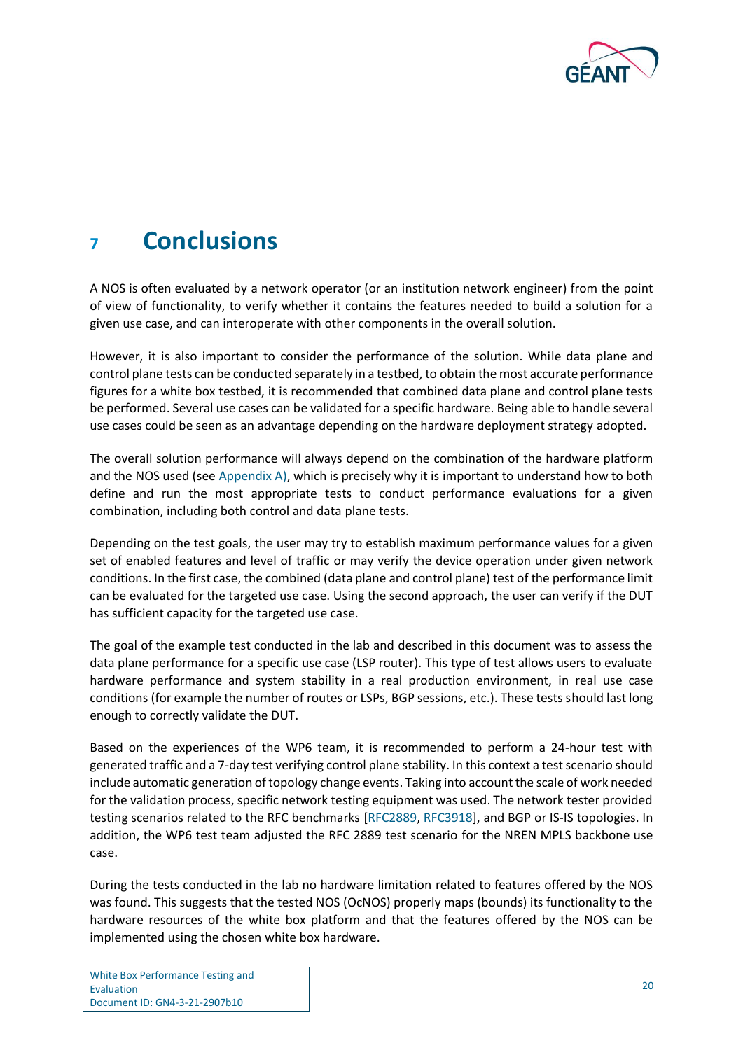# 7 Conclusions

A NOS is often evaluated by a network operator (or an institution network engineer) from the point of view of functionality, to verify whether it contains the features needed to build a solution for a given use case, and can interoperate with other components in the overall solution.

However, it is also important to consider the performance of the solution. While data plane and control plane tests can be conducted separately in a testbed, to obtain the most accurate performance figures for a white box testbed, it is recommended that combined data plane and control plane tests be performed. Several use cases can be validated for a specific hardware. Being able to handle several use cases could be seen as an advantage depending on the hardware deployment strategy adopted.

The overall solution performance will always depend on the combination of the hardware platform and the NOS used (see Appendix A), which is precisely why it is important to understand how to both define and run the most appropriate tests to conduct performance evaluations for a given combination, including both control and data plane tests.

Depending on the test goals, the user may try to establish maximum performance values for a given set of enabled features and level of traffic or may verify the device operation under given network conditions. In the first case, the combined (data plane and control plane) test of the performance limit can be evaluated for the targeted use case. Using the second approach, the user can verify if the DUT has sufficient capacity for the targeted use case.

The goal of the example test conducted in the lab and described in this document was to assess the data plane performance for a specific use case (LSP router). This type of test allows users to evaluate hardware performance and system stability in a real production environment, in real use case conditions (for example the number of routes or LSPs, BGP sessions, etc.). These tests should last long enough to correctly validate the DUT.

Based on the experiences of the WP6 team, it is recommended to perform a 24-hour test with generated traffic and a 7-day test verifying control plane stability. In this context a test scenario should include automatic generation of topology change events. Taking into account the scale of work needed for the validation process, specific network testing equipment was used. The network tester provided testing scenarios related to the RFC benchmarks [RFC2889, RFC3918], and BGP or IS-IS topologies. In addition, the WP6 test team adjusted the RFC 2889 test scenario for the NREN MPLS backbone use case.

During the tests conducted in the lab no hardware limitation related to features offered by the NOS was found. This suggests that the tested NOS (OcNOS) properly maps (bounds) its functionality to the hardware resources of the white box platform and that the features offered by the NOS can be implemented using the chosen white box hardware.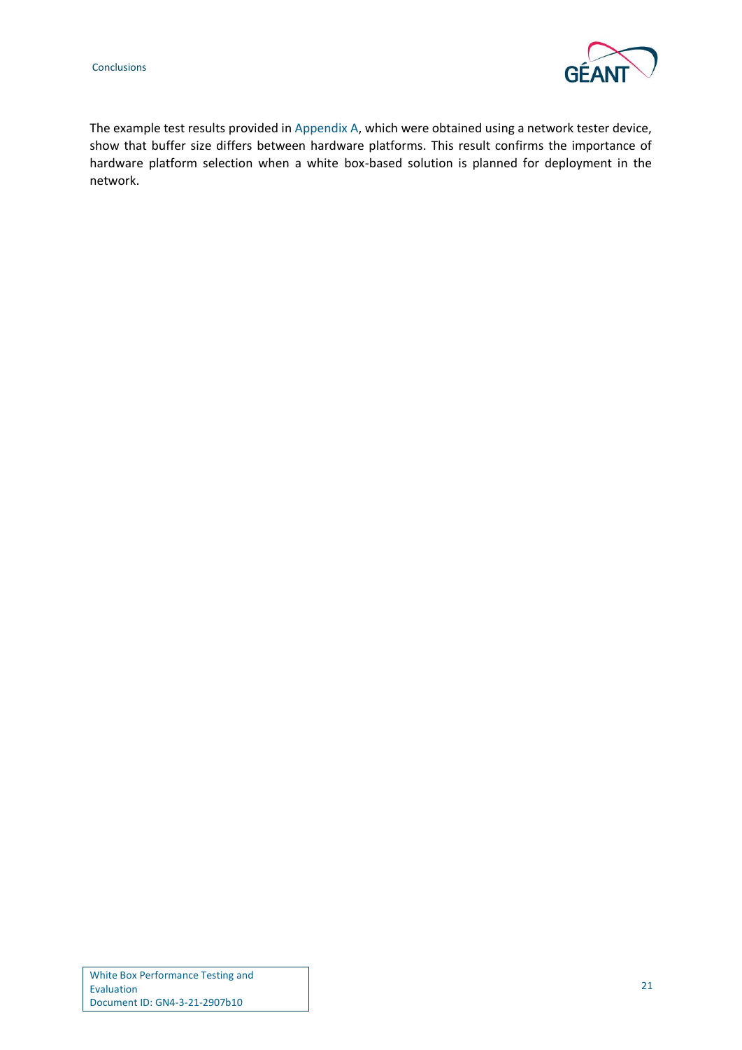The example test results provided in Appendix A, which were obtained using a network tester device, show that buffer size differs between hardware platforms. This result confirms the importance of hardware platform selection when a white box-based solution is planned for deployment in the network.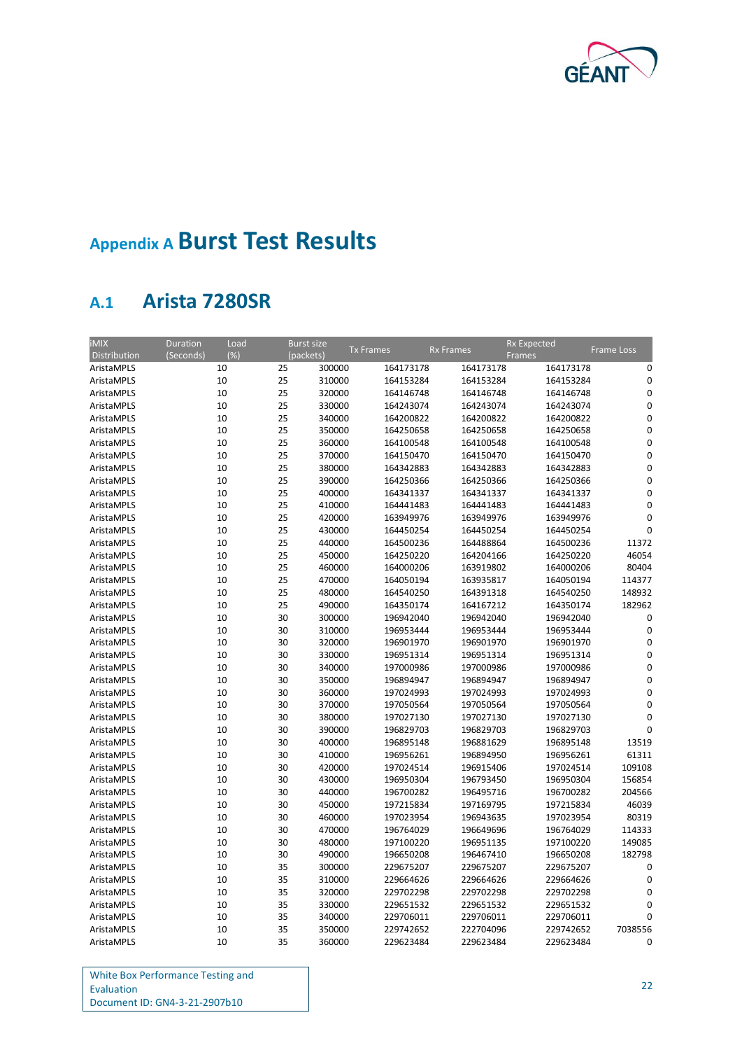# Appendix A Burst Test Results

## A.1 Arista 7280SR

| iMIX Distribution | Duration (Seconds) | Load (%) | Burst size (packets) | Tx Frames | Rx Frames | Rx Expected Frames | Frame Loss |
|---|---|---|---|---|---|---|---|
| AristaMPLS | 10 | 25 | 300000 | 164173178 | 164173178 | 164173178 | 0 |
| AristaMPLS | 10 | 25 | 310000 | 164153284 | 164153284 | 164153284 | 0 |
| AristaMPLS | 10 | 25 | 320000 | 164146748 | 164146748 | 164146748 | 0 |
| AristaMPLS | 10 | 25 | 330000 | 164243074 | 164243074 | 164243074 | 0 |
| AristaMPLS | 10 | 25 | 340000 | 164200822 | 164200822 | 164200822 | 0 |
| AristaMPLS | 10 | 25 | 350000 | 164250658 | 164250658 | 164250658 | 0 |
| AristaMPLS | 10 | 25 | 360000 | 164100548 | 164100548 | 164100548 | 0 |
| AristaMPLS | 10 | 25 | 370000 | 164150470 | 164150470 | 164150470 | 0 |
| AristaMPLS | 10 | 25 | 380000 | 164342883 | 164342883 | 164342883 | 0 |
| AristaMPLS | 10 | 25 | 390000 | 164250366 | 164250366 | 164250366 | 0 |
| AristaMPLS | 10 | 25 | 400000 | 164341337 | 164341337 | 164341337 | 0 |
| AristaMPLS | 10 | 25 | 410000 | 164441483 | 164441483 | 164441483 | 0 |
| AristaMPLS | 10 | 25 | 420000 | 163949976 | 163949976 | 163949976 | 0 |
| AristaMPLS | 10 | 25 | 430000 | 164450254 | 164450254 | 164450254 | 0 |
| AristaMPLS | 10 | 25 | 440000 | 164500236 | 164488864 | 164500236 | 11372 |
| AristaMPLS | 10 | 25 | 450000 | 164250220 | 164204166 | 164250220 | 46054 |
| AristaMPLS | 10 | 25 | 460000 | 164000206 | 163919802 | 164000206 | 80404 |
| AristaMPLS | 10 | 25 | 470000 | 164050194 | 163935817 | 164050194 | 114377 |
| AristaMPLS | 10 | 25 | 480000 | 164540250 | 164391318 | 164540250 | 148932 |
| AristaMPLS | 10 | 25 | 490000 | 164350174 | 164167212 | 164350174 | 182962 |
| AristaMPLS | 10 | 30 | 300000 | 196942040 | 196942040 | 196942040 | 0 |
| AristaMPLS | 10 | 30 | 310000 | 196953444 | 196953444 | 196953444 | 0 |
| AristaMPLS | 10 | 30 | 320000 | 196901970 | 196901970 | 196901970 | 0 |
| AristaMPLS | 10 | 30 | 330000 | 196951314 | 196951314 | 196951314 | 0 |
| AristaMPLS | 10 | 30 | 340000 | 197000986 | 197000986 | 197000986 | 0 |
| AristaMPLS | 10 | 30 | 350000 | 196894947 | 196894947 | 196894947 | 0 |
| AristaMPLS | 10 | 30 | 360000 | 197024993 | 197024993 | 197024993 | 0 |
| AristaMPLS | 10 | 30 | 370000 | 197050564 | 197050564 | 197050564 | 0 |
| AristaMPLS | 10 | 30 | 380000 | 197027130 | 197027130 | 197027130 | 0 |
| AristaMPLS | 10 | 30 | 390000 | 196829703 | 196829703 | 196829703 | 0 |
| AristaMPLS | 10 | 30 | 400000 | 196895148 | 196881629 | 196895148 | 13519 |
| AristaMPLS | 10 | 30 | 410000 | 196956261 | 196894950 | 196956261 | 61311 |
| AristaMPLS | 10 | 30 | 420000 | 197024514 | 196915406 | 197024514 | 109108 |
| AristaMPLS | 10 | 30 | 430000 | 196950304 | 196793450 | 196950304 | 156854 |
| AristaMPLS | 10 | 30 | 440000 | 196700282 | 196495716 | 196700282 | 204566 |
| AristaMPLS | 10 | 30 | 450000 | 197215834 | 197169795 | 197215834 | 46039 |
| AristaMPLS | 10 | 30 | 460000 | 197023954 | 196943635 | 197023954 | 80319 |
| AristaMPLS | 10 | 30 | 470000 | 196764029 | 196649696 | 196764029 | 114333 |
| AristaMPLS | 10 | 30 | 480000 | 197100220 | 196951135 | 197100220 | 149085 |
| AristaMPLS | 10 | 30 | 490000 | 196650208 | 196467410 | 196650208 | 182798 |
| AristaMPLS | 10 | 35 | 300000 | 229675207 | 229675207 | 229675207 | 0 |
| AristaMPLS | 10 | 35 | 310000 | 229664626 | 229664626 | 229664626 | 0 |
| AristaMPLS | 10 | 35 | 320000 | 229702298 | 229702298 | 229702298 | 0 |
| AristaMPLS | 10 | 35 | 330000 | 229651532 | 229651532 | 229651532 | 0 |
| AristaMPLS | 10 | 35 | 340000 | 229706011 | 229706011 | 229706011 | 0 |
| AristaMPLS | 10 | 35 | 350000 | 229742652 | 222704096 | 229742652 | 7038556 |
| AristaMPLS | 10 | 35 | 360000 | 229623484 | 229623484 | 229623484 | 0 |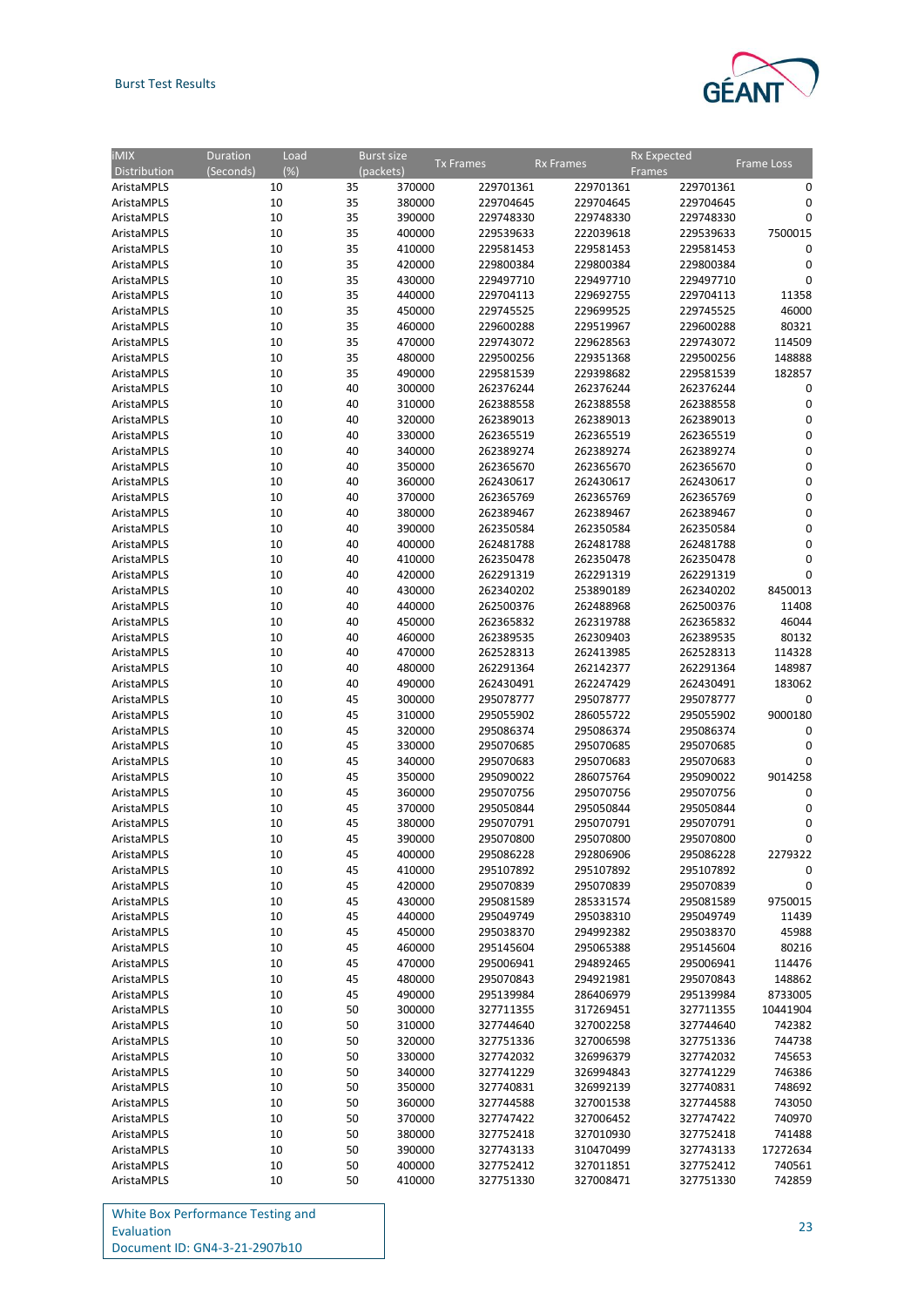| iMIX Distribution | Duration (Seconds) | Load (%) | Burst size (packets) | Tx Frames | Rx Frames | Rx Expected Frames | Frame Loss |
|---|---|---|---|---|---|---|---|
| AristaMPLS | 10 | 35 | 370000 | 229701361 | 229701361 | 229701361 | 0 |
| AristaMPLS | 10 | 35 | 380000 | 229704645 | 229704645 | 229704645 | 0 |
| AristaMPLS | 10 | 35 | 390000 | 229748330 | 229748330 | 229748330 | 0 |
| AristaMPLS | 10 | 35 | 400000 | 229539633 | 222039618 | 229539633 | 7500015 |
| AristaMPLS | 10 | 35 | 410000 | 229581453 | 229581453 | 229581453 | 0 |
| AristaMPLS | 10 | 35 | 420000 | 229800384 | 229800384 | 229800384 | 0 |
| AristaMPLS | 10 | 35 | 430000 | 229497710 | 229497710 | 229497710 | 0 |
| AristaMPLS | 10 | 35 | 440000 | 229704113 | 229692755 | 229704113 | 11358 |
| AristaMPLS | 10 | 35 | 450000 | 229745525 | 229699525 | 229745525 | 46000 |
| AristaMPLS | 10 | 35 | 460000 | 229600288 | 229519967 | 229600288 | 80321 |
| AristaMPLS | 10 | 35 | 470000 | 229743072 | 229628563 | 229743072 | 114509 |
| AristaMPLS | 10 | 35 | 480000 | 229500256 | 229351368 | 229500256 | 148888 |
| AristaMPLS | 10 | 35 | 490000 | 229581539 | 229398682 | 229581539 | 182857 |
| AristaMPLS | 10 | 40 | 300000 | 262376244 | 262376244 | 262376244 | 0 |
| AristaMPLS | 10 | 40 | 310000 | 262388558 | 262388558 | 262388558 | 0 |
| AristaMPLS | 10 | 40 | 320000 | 262389013 | 262389013 | 262389013 | 0 |
| AristaMPLS | 10 | 40 | 330000 | 262365519 | 262365519 | 262365519 | 0 |
| AristaMPLS | 10 | 40 | 340000 | 262389274 | 262389274 | 262389274 | 0 |
| AristaMPLS | 10 | 40 | 350000 | 262365670 | 262365670 | 262365670 | 0 |
| AristaMPLS | 10 | 40 | 360000 | 262430617 | 262430617 | 262430617 | 0 |
| AristaMPLS | 10 | 40 | 370000 | 262365769 | 262365769 | 262365769 | 0 |
| AristaMPLS | 10 | 40 | 380000 | 262389467 | 262389467 | 262389467 | 0 |
| AristaMPLS | 10 | 40 | 390000 | 262350584 | 262350584 | 262350584 | 0 |
| AristaMPLS | 10 | 40 | 400000 | 262481788 | 262481788 | 262481788 | 0 |
| AristaMPLS | 10 | 40 | 410000 | 262350478 | 262350478 | 262350478 | 0 |
| AristaMPLS | 10 | 40 | 420000 | 262291319 | 262291319 | 262291319 | 0 |
| AristaMPLS | 10 | 40 | 430000 | 262340202 | 253890189 | 262340202 | 8450013 |
| AristaMPLS | 10 | 40 | 440000 | 262500376 | 262488968 | 262500376 | 11408 |
| AristaMPLS | 10 | 40 | 450000 | 262365832 | 262319788 | 262365832 | 46044 |
| AristaMPLS | 10 | 40 | 460000 | 262389535 | 262309403 | 262389535 | 80132 |
| AristaMPLS | 10 | 40 | 470000 | 262528313 | 262413985 | 262528313 | 114328 |
| AristaMPLS | 10 | 40 | 480000 | 262291364 | 262142377 | 262291364 | 148987 |
| AristaMPLS | 10 | 40 | 490000 | 262430491 | 262247429 | 262430491 | 183062 |
| AristaMPLS | 10 | 45 | 300000 | 295078777 | 295078777 | 295078777 | 0 |
| AristaMPLS | 10 | 45 | 310000 | 295055902 | 286055722 | 295055902 | 9000180 |
| AristaMPLS | 10 | 45 | 320000 | 295086374 | 295086374 | 295086374 | 0 |
| AristaMPLS | 10 | 45 | 330000 | 295070685 | 295070685 | 295070685 | 0 |
| AristaMPLS | 10 | 45 | 340000 | 295070683 | 295070683 | 295070683 | 0 |
| AristaMPLS | 10 | 45 | 350000 | 295090022 | 286075764 | 295090022 | 9014258 |
| AristaMPLS | 10 | 45 | 360000 | 295070756 | 295070756 | 295070756 | 0 |
| AristaMPLS | 10 | 45 | 370000 | 295050844 | 295050844 | 295050844 | 0 |
| AristaMPLS | 10 | 45 | 380000 | 295070791 | 295070791 | 295070791 | 0 |
| AristaMPLS | 10 | 45 | 390000 | 295070800 | 295070800 | 295070800 | 0 |
| AristaMPLS | 10 | 45 | 400000 | 295086228 | 292806906 | 295086228 | 2279322 |
| AristaMPLS | 10 | 45 | 410000 | 295107892 | 295107892 | 295107892 | 0 |
| AristaMPLS | 10 | 45 | 420000 | 295070839 | 295070839 | 295070839 | 0 |
| AristaMPLS | 10 | 45 | 430000 | 295081589 | 285331574 | 295081589 | 9750015 |
| AristaMPLS | 10 | 45 | 440000 | 295049749 | 295038310 | 295049749 | 11439 |
| AristaMPLS | 10 | 45 | 450000 | 295038370 | 294992382 | 295038370 | 45988 |
| AristaMPLS | 10 | 45 | 460000 | 295145604 | 295065388 | 295145604 | 80216 |
| AristaMPLS | 10 | 45 | 470000 | 295006941 | 294892465 | 295006941 | 114476 |
| AristaMPLS | 10 | 45 | 480000 | 295070843 | 294921981 | 295070843 | 148862 |
| AristaMPLS | 10 | 45 | 490000 | 295139984 | 286406979 | 295139984 | 8733005 |
| AristaMPLS | 10 | 50 | 300000 | 327711355 | 317269451 | 327711355 | 10441904 |
| AristaMPLS | 10 | 50 | 310000 | 327744640 | 327002258 | 327744640 | 742382 |
| AristaMPLS | 10 | 50 | 320000 | 327751336 | 327006598 | 327751336 | 744738 |
| AristaMPLS | 10 | 50 | 330000 | 327742032 | 326996379 | 327742032 | 745653 |
| AristaMPLS | 10 | 50 | 340000 | 327741229 | 326994843 | 327741229 | 746386 |
| AristaMPLS | 10 | 50 | 350000 | 327740831 | 326992139 | 327740831 | 748692 |
| AristaMPLS | 10 | 50 | 360000 | 327744588 | 327001538 | 327744588 | 743050 |
| AristaMPLS | 10 | 50 | 370000 | 327747422 | 327006452 | 327747422 | 740970 |
| AristaMPLS | 10 | 50 | 380000 | 327752418 | 327010930 | 327752418 | 741488 |
| AristaMPLS | 10 | 50 | 390000 | 327743133 | 310470499 | 327743133 | 17272634 |
| AristaMPLS | 10 | 50 | 400000 | 327752412 | 327011851 | 327752412 | 740561 |
| AristaMPLS | 10 | 50 | 410000 | 327751330 | 327008471 | 327751330 | 742859 |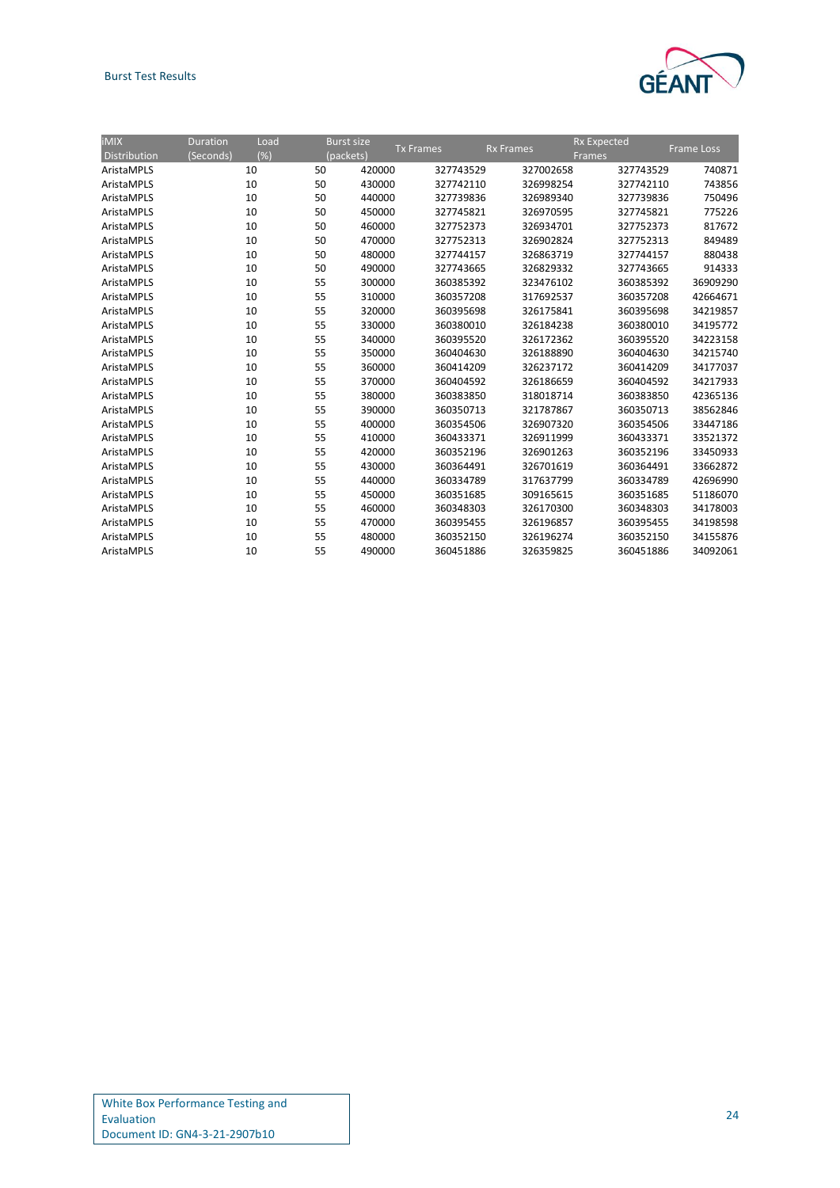| iMIX Distribution | Duration (Seconds) | Load (%) | Burst size (packets) | Tx Frames | Rx Frames | Rx Expected Frames | Frame Loss |
|---|---|---|---|---|---|---|---|
| AristaMPLS | 10 | 50 | 420000 | 327743529 | 327002658 | 327743529 | 740871 |
| AristaMPLS | 10 | 50 | 430000 | 327742110 | 326998254 | 327742110 | 743856 |
| AristaMPLS | 10 | 50 | 440000 | 327739836 | 326989340 | 327739836 | 750496 |
| AristaMPLS | 10 | 50 | 450000 | 327745821 | 326970595 | 327745821 | 775226 |
| AristaMPLS | 10 | 50 | 460000 | 327752373 | 326934701 | 327752373 | 817672 |
| AristaMPLS | 10 | 50 | 470000 | 327752313 | 326902824 | 327752313 | 849489 |
| AristaMPLS | 10 | 50 | 480000 | 327744157 | 326863719 | 327744157 | 880438 |
| AristaMPLS | 10 | 50 | 490000 | 327743665 | 326829332 | 327743665 | 914333 |
| AristaMPLS | 10 | 55 | 300000 | 360385392 | 323476102 | 360385392 | 36909290 |
| AristaMPLS | 10 | 55 | 310000 | 360357208 | 317692537 | 360357208 | 42664671 |
| AristaMPLS | 10 | 55 | 320000 | 360395698 | 326175841 | 360395698 | 34219857 |
| AristaMPLS | 10 | 55 | 330000 | 360380010 | 326184238 | 360380010 | 34195772 |
| AristaMPLS | 10 | 55 | 340000 | 360395520 | 326172362 | 360395520 | 34223158 |
| AristaMPLS | 10 | 55 | 350000 | 360404630 | 326188890 | 360404630 | 34215740 |
| AristaMPLS | 10 | 55 | 360000 | 360414209 | 326237172 | 360414209 | 34177037 |
| AristaMPLS | 10 | 55 | 370000 | 360404592 | 326186659 | 360404592 | 34217933 |
| AristaMPLS | 10 | 55 | 380000 | 360383850 | 318018714 | 360383850 | 42365136 |
| AristaMPLS | 10 | 55 | 390000 | 360350713 | 321787867 | 360350713 | 38562846 |
| AristaMPLS | 10 | 55 | 400000 | 360354506 | 326907320 | 360354506 | 33447186 |
| AristaMPLS | 10 | 55 | 410000 | 360433371 | 326911999 | 360433371 | 33521372 |
| AristaMPLS | 10 | 55 | 420000 | 360352196 | 326901263 | 360352196 | 33450933 |
| AristaMPLS | 10 | 55 | 430000 | 360364491 | 326701619 | 360364491 | 33662872 |
| AristaMPLS | 10 | 55 | 440000 | 360334789 | 317637799 | 360334789 | 42696990 |
| AristaMPLS | 10 | 55 | 450000 | 360351685 | 309165615 | 360351685 | 51186070 |
| AristaMPLS | 10 | 55 | 460000 | 360348303 | 326170300 | 360348303 | 34178003 |
| AristaMPLS | 10 | 55 | 470000 | 360395455 | 326196857 | 360395455 | 34198598 |
| AristaMPLS | 10 | 55 | 480000 | 360352150 | 326196274 | 360352150 | 34155876 |
| AristaMPLS | 10 | 55 | 490000 | 360451886 | 326359825 | 360451886 | 34092061 |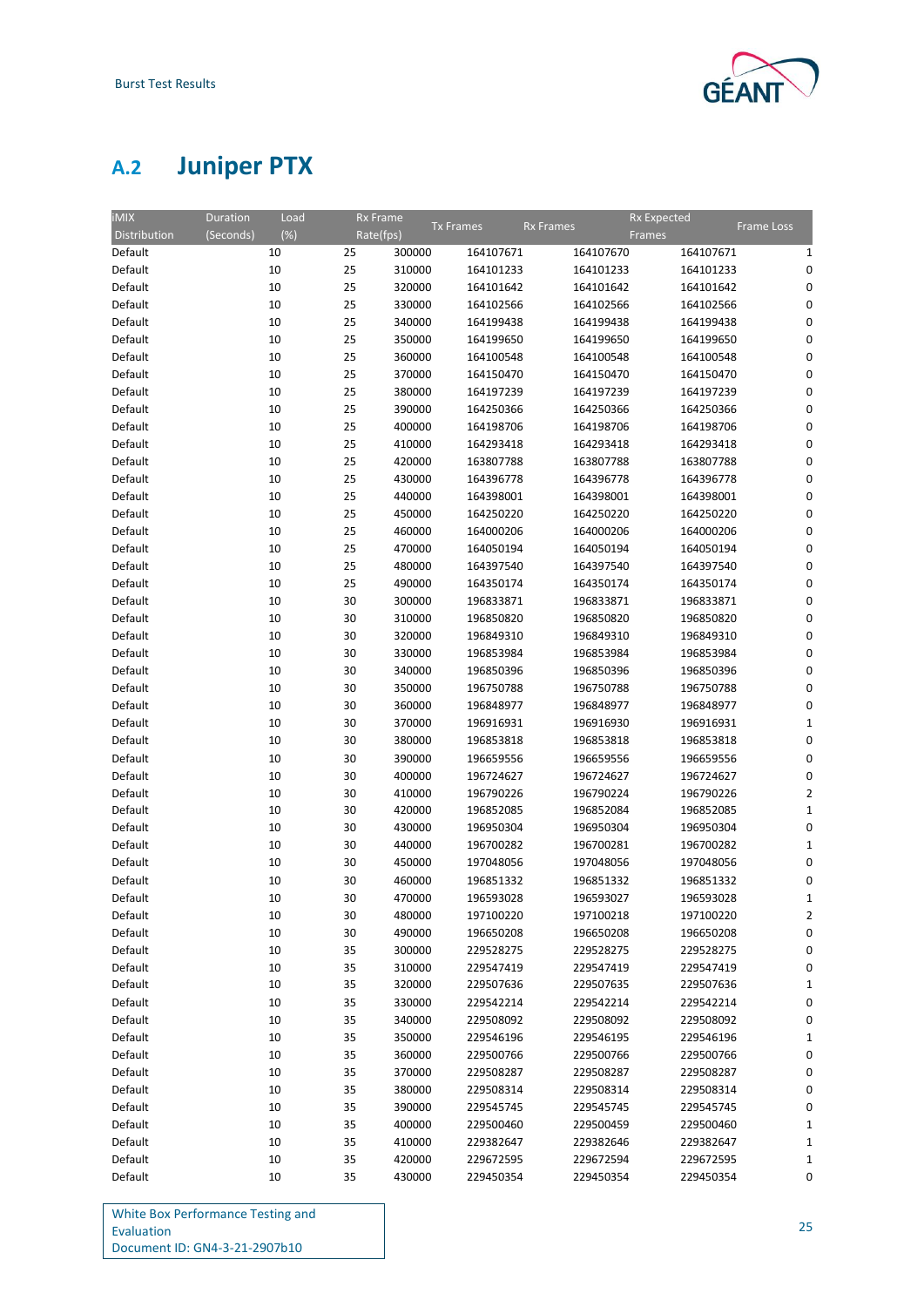## A.2 Juniper PTX

| iMIX Distribution | Duration (Seconds) | Load (%) | Rx Frame Rate(fps) | Tx Frames | Rx Frames | Rx Expected Frames | Frame Loss |
|---|---|---|---|---|---|---|---|
| Default | 10 | 25 | 300000 | 164107671 | 164107670 | 164107671 | 1 |
| Default | 10 | 25 | 310000 | 164101233 | 164101233 | 164101233 | 0 |
| Default | 10 | 25 | 320000 | 164101642 | 164101642 | 164101642 | 0 |
| Default | 10 | 25 | 330000 | 164102566 | 164102566 | 164102566 | 0 |
| Default | 10 | 25 | 340000 | 164199438 | 164199438 | 164199438 | 0 |
| Default | 10 | 25 | 350000 | 164199650 | 164199650 | 164199650 | 0 |
| Default | 10 | 25 | 360000 | 164100548 | 164100548 | 164100548 | 0 |
| Default | 10 | 25 | 370000 | 164150470 | 164150470 | 164150470 | 0 |
| Default | 10 | 25 | 380000 | 164197239 | 164197239 | 164197239 | 0 |
| Default | 10 | 25 | 390000 | 164250366 | 164250366 | 164250366 | 0 |
| Default | 10 | 25 | 400000 | 164198706 | 164198706 | 164198706 | 0 |
| Default | 10 | 25 | 410000 | 164293418 | 164293418 | 164293418 | 0 |
| Default | 10 | 25 | 420000 | 163807788 | 163807788 | 163807788 | 0 |
| Default | 10 | 25 | 430000 | 164396778 | 164396778 | 164396778 | 0 |
| Default | 10 | 25 | 440000 | 164398001 | 164398001 | 164398001 | 0 |
| Default | 10 | 25 | 450000 | 164250220 | 164250220 | 164250220 | 0 |
| Default | 10 | 25 | 460000 | 164000206 | 164000206 | 164000206 | 0 |
| Default | 10 | 25 | 470000 | 164050194 | 164050194 | 164050194 | 0 |
| Default | 10 | 25 | 480000 | 164397540 | 164397540 | 164397540 | 0 |
| Default | 10 | 25 | 490000 | 164350174 | 164350174 | 164350174 | 0 |
| Default | 10 | 30 | 300000 | 196833871 | 196833871 | 196833871 | 0 |
| Default | 10 | 30 | 310000 | 196850820 | 196850820 | 196850820 | 0 |
| Default | 10 | 30 | 320000 | 196849310 | 196849310 | 196849310 | 0 |
| Default | 10 | 30 | 330000 | 196853984 | 196853984 | 196853984 | 0 |
| Default | 10 | 30 | 340000 | 196850396 | 196850396 | 196850396 | 0 |
| Default | 10 | 30 | 350000 | 196750788 | 196750788 | 196750788 | 0 |
| Default | 10 | 30 | 360000 | 196848977 | 196848977 | 196848977 | 0 |
| Default | 10 | 30 | 370000 | 196916931 | 196916930 | 196916931 | 1 |
| Default | 10 | 30 | 380000 | 196853818 | 196853818 | 196853818 | 0 |
| Default | 10 | 30 | 390000 | 196659556 | 196659556 | 196659556 | 0 |
| Default | 10 | 30 | 400000 | 196724627 | 196724627 | 196724627 | 0 |
| Default | 10 | 30 | 410000 | 196790226 | 196790224 | 196790226 | 2 |
| Default | 10 | 30 | 420000 | 196852085 | 196852084 | 196852085 | 1 |
| Default | 10 | 30 | 430000 | 196950304 | 196950304 | 196950304 | 0 |
| Default | 10 | 30 | 440000 | 196700282 | 196700281 | 196700282 | 1 |
| Default | 10 | 30 | 450000 | 197048056 | 197048056 | 197048056 | 0 |
| Default | 10 | 30 | 460000 | 196851332 | 196851332 | 196851332 | 0 |
| Default | 10 | 30 | 470000 | 196593028 | 196593027 | 196593028 | 1 |
| Default | 10 | 30 | 480000 | 197100220 | 197100218 | 197100220 | 2 |
| Default | 10 | 30 | 490000 | 196650208 | 196650208 | 196650208 | 0 |
| Default | 10 | 35 | 300000 | 229528275 | 229528275 | 229528275 | 0 |
| Default | 10 | 35 | 310000 | 229547419 | 229547419 | 229547419 | 0 |
| Default | 10 | 35 | 320000 | 229507636 | 229507635 | 229507636 | 1 |
| Default | 10 | 35 | 330000 | 229542214 | 229542214 | 229542214 | 0 |
| Default | 10 | 35 | 340000 | 229508092 | 229508092 | 229508092 | 0 |
| Default | 10 | 35 | 350000 | 229546196 | 229546195 | 229546196 | 1 |
| Default | 10 | 35 | 360000 | 229500766 | 229500766 | 229500766 | 0 |
| Default | 10 | 35 | 370000 | 229508287 | 229508287 | 229508287 | 0 |
| Default | 10 | 35 | 380000 | 229508314 | 229508314 | 229508314 | 0 |
| Default | 10 | 35 | 390000 | 229545745 | 229545745 | 229545745 | 0 |
| Default | 10 | 35 | 400000 | 229500460 | 229500459 | 229500460 | 1 |
| Default | 10 | 35 | 410000 | 229382647 | 229382646 | 229382647 | 1 |
| Default | 10 | 35 | 420000 | 229672595 | 229672594 | 229672595 | 1 |
| Default | 10 | 35 | 430000 | 229450354 | 229450354 | 229450354 | 0 |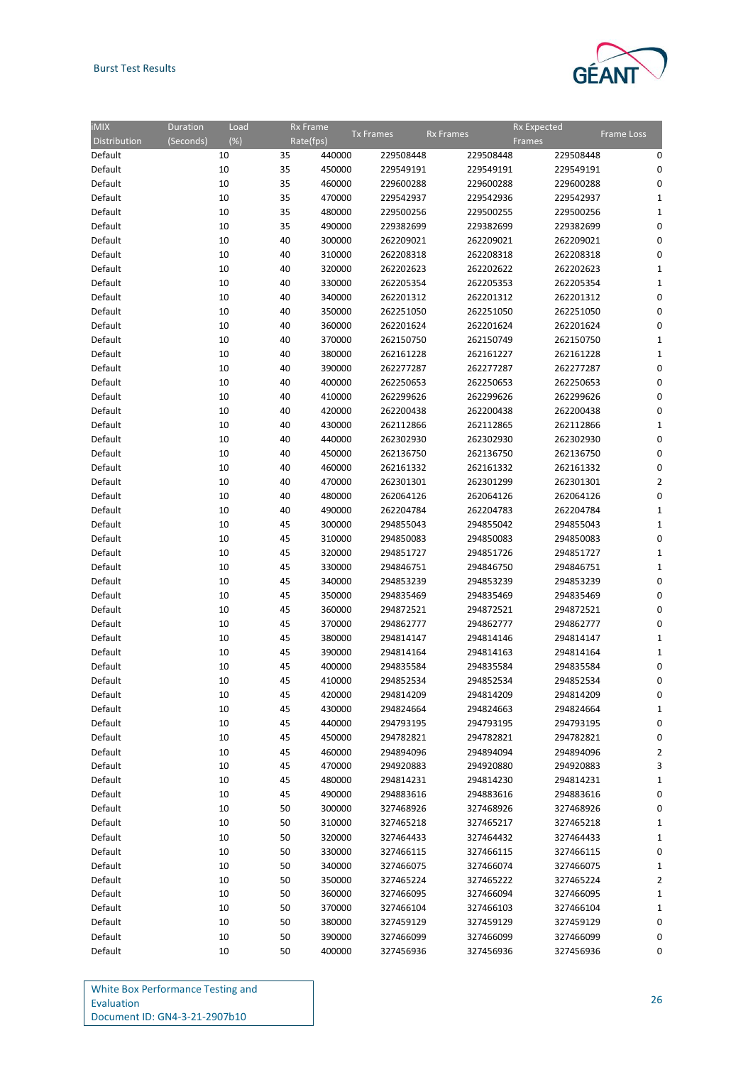| iMIX Distribution | Duration (Seconds) | Load (%) | Rx Frame Rate(fps) | Tx Frames | Rx Frames | Rx Expected Frames | Frame Loss |
|---|---|---|---|---|---|---|---|
| Default | 10 | 35 | 440000 | 229508448 | 229508448 | 229508448 | 0 |
| Default | 10 | 35 | 450000 | 229549191 | 229549191 | 229549191 | 0 |
| Default | 10 | 35 | 460000 | 229600288 | 229600288 | 229600288 | 0 |
| Default | 10 | 35 | 470000 | 229542937 | 229542936 | 229542937 | 1 |
| Default | 10 | 35 | 480000 | 229500256 | 229500255 | 229500256 | 1 |
| Default | 10 | 35 | 490000 | 229382699 | 229382699 | 229382699 | 0 |
| Default | 10 | 40 | 300000 | 262209021 | 262209021 | 262209021 | 0 |
| Default | 10 | 40 | 310000 | 262208318 | 262208318 | 262208318 | 0 |
| Default | 10 | 40 | 320000 | 262202623 | 262202622 | 262202623 | 1 |
| Default | 10 | 40 | 330000 | 262205354 | 262205353 | 262205354 | 1 |
| Default | 10 | 40 | 340000 | 262201312 | 262201312 | 262201312 | 0 |
| Default | 10 | 40 | 350000 | 262251050 | 262251050 | 262251050 | 0 |
| Default | 10 | 40 | 360000 | 262201624 | 262201624 | 262201624 | 0 |
| Default | 10 | 40 | 370000 | 262150750 | 262150749 | 262150750 | 1 |
| Default | 10 | 40 | 380000 | 262161228 | 262161227 | 262161228 | 1 |
| Default | 10 | 40 | 390000 | 262277287 | 262277287 | 262277287 | 0 |
| Default | 10 | 40 | 400000 | 262250653 | 262250653 | 262250653 | 0 |
| Default | 10 | 40 | 410000 | 262299626 | 262299626 | 262299626 | 0 |
| Default | 10 | 40 | 420000 | 262200438 | 262200438 | 262200438 | 0 |
| Default | 10 | 40 | 430000 | 262112866 | 262112865 | 262112866 | 1 |
| Default | 10 | 40 | 440000 | 262302930 | 262302930 | 262302930 | 0 |
| Default | 10 | 40 | 450000 | 262136750 | 262136750 | 262136750 | 0 |
| Default | 10 | 40 | 460000 | 262161332 | 262161332 | 262161332 | 0 |
| Default | 10 | 40 | 470000 | 262301301 | 262301299 | 262301301 | 2 |
| Default | 10 | 40 | 480000 | 262064126 | 262064126 | 262064126 | 0 |
| Default | 10 | 40 | 490000 | 262204784 | 262204783 | 262204784 | 1 |
| Default | 10 | 45 | 300000 | 294855043 | 294855042 | 294855043 | 1 |
| Default | 10 | 45 | 310000 | 294850083 | 294850083 | 294850083 | 0 |
| Default | 10 | 45 | 320000 | 294851727 | 294851726 | 294851727 | 1 |
| Default | 10 | 45 | 330000 | 294846751 | 294846750 | 294846751 | 1 |
| Default | 10 | 45 | 340000 | 294853239 | 294853239 | 294853239 | 0 |
| Default | 10 | 45 | 350000 | 294835469 | 294835469 | 294835469 | 0 |
| Default | 10 | 45 | 360000 | 294872521 | 294872521 | 294872521 | 0 |
| Default | 10 | 45 | 370000 | 294862777 | 294862777 | 294862777 | 0 |
| Default | 10 | 45 | 380000 | 294814147 | 294814146 | 294814147 | 1 |
| Default | 10 | 45 | 390000 | 294814164 | 294814163 | 294814164 | 1 |
| Default | 10 | 45 | 400000 | 294835584 | 294835584 | 294835584 | 0 |
| Default | 10 | 45 | 410000 | 294852534 | 294852534 | 294852534 | 0 |
| Default | 10 | 45 | 420000 | 294814209 | 294814209 | 294814209 | 0 |
| Default | 10 | 45 | 430000 | 294824664 | 294824663 | 294824664 | 1 |
| Default | 10 | 45 | 440000 | 294793195 | 294793195 | 294793195 | 0 |
| Default | 10 | 45 | 450000 | 294782821 | 294782821 | 294782821 | 0 |
| Default | 10 | 45 | 460000 | 294894096 | 294894094 | 294894096 | 2 |
| Default | 10 | 45 | 470000 | 294920883 | 294920880 | 294920883 | 3 |
| Default | 10 | 45 | 480000 | 294814231 | 294814230 | 294814231 | 1 |
| Default | 10 | 45 | 490000 | 294883616 | 294883616 | 294883616 | 0 |
| Default | 10 | 50 | 300000 | 327468926 | 327468926 | 327468926 | 0 |
| Default | 10 | 50 | 310000 | 327465218 | 327465217 | 327465218 | 1 |
| Default | 10 | 50 | 320000 | 327464433 | 327464432 | 327464433 | 1 |
| Default | 10 | 50 | 330000 | 327466115 | 327466115 | 327466115 | 0 |
| Default | 10 | 50 | 340000 | 327466075 | 327466074 | 327466075 | 1 |
| Default | 10 | 50 | 350000 | 327465224 | 327465222 | 327465224 | 2 |
| Default | 10 | 50 | 360000 | 327466095 | 327466094 | 327466095 | 1 |
| Default | 10 | 50 | 370000 | 327466104 | 327466103 | 327466104 | 1 |
| Default | 10 | 50 | 380000 | 327459129 | 327459129 | 327459129 | 0 |
| Default | 10 | 50 | 390000 | 327466099 | 327466099 | 327466099 | 0 |
| Default | 10 | 50 | 400000 | 327456936 | 327456936 | 327456936 | 0 |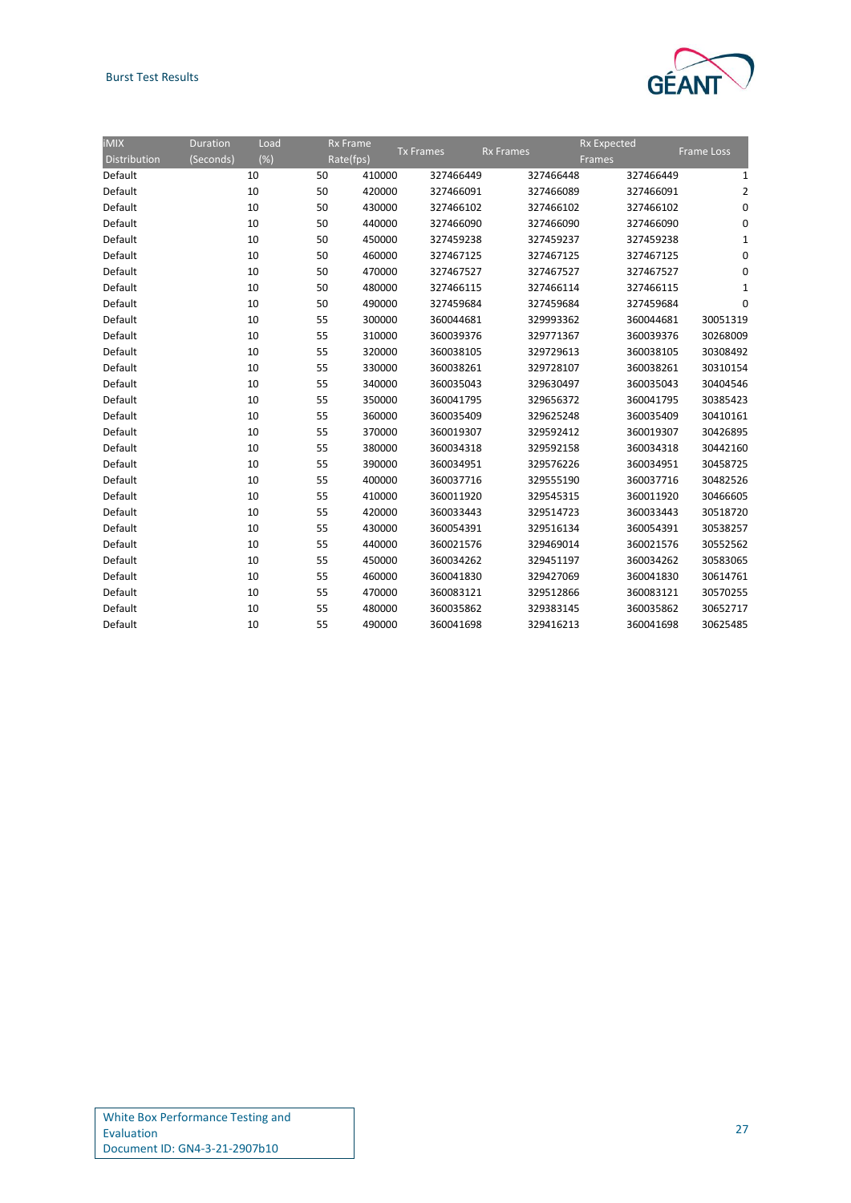| iMIX Distribution | Duration (Seconds) | Load (%) | Rx Frame Rate(fps) | Tx Frames | Rx Frames | Rx Expected Frames | Frame Loss |
|---|---|---|---|---|---|---|---|
| Default | 10 | 50 | 410000 | 327466449 | 327466448 | 327466449 | 1 |
| Default | 10 | 50 | 420000 | 327466091 | 327466089 | 327466091 | 2 |
| Default | 10 | 50 | 430000 | 327466102 | 327466102 | 327466102 | 0 |
| Default | 10 | 50 | 440000 | 327466090 | 327466090 | 327466090 | 0 |
| Default | 10 | 50 | 450000 | 327459238 | 327459237 | 327459238 | 1 |
| Default | 10 | 50 | 460000 | 327467125 | 327467125 | 327467125 | 0 |
| Default | 10 | 50 | 470000 | 327467527 | 327467527 | 327467527 | 0 |
| Default | 10 | 50 | 480000 | 327466115 | 327466114 | 327466115 | 1 |
| Default | 10 | 50 | 490000 | 327459684 | 327459684 | 327459684 | 0 |
| Default | 10 | 55 | 300000 | 360044681 | 329993362 | 360044681 | 30051319 |
| Default | 10 | 55 | 310000 | 360039376 | 329771367 | 360039376 | 30268009 |
| Default | 10 | 55 | 320000 | 360038105 | 329729613 | 360038105 | 30308492 |
| Default | 10 | 55 | 330000 | 360038261 | 329728107 | 360038261 | 30310154 |
| Default | 10 | 55 | 340000 | 360035043 | 329630497 | 360035043 | 30404546 |
| Default | 10 | 55 | 350000 | 360041795 | 329656372 | 360041795 | 30385423 |
| Default | 10 | 55 | 360000 | 360035409 | 329625248 | 360035409 | 30410161 |
| Default | 10 | 55 | 370000 | 360019307 | 329592412 | 360019307 | 30426895 |
| Default | 10 | 55 | 380000 | 360034318 | 329592158 | 360034318 | 30442160 |
| Default | 10 | 55 | 390000 | 360034951 | 329576226 | 360034951 | 30458725 |
| Default | 10 | 55 | 400000 | 360037716 | 329555190 | 360037716 | 30482526 |
| Default | 10 | 55 | 410000 | 360011920 | 329545315 | 360011920 | 30466605 |
| Default | 10 | 55 | 420000 | 360033443 | 329514723 | 360033443 | 30518720 |
| Default | 10 | 55 | 430000 | 360054391 | 329516134 | 360054391 | 30538257 |
| Default | 10 | 55 | 440000 | 360021576 | 329469014 | 360021576 | 30552562 |
| Default | 10 | 55 | 450000 | 360034262 | 329451197 | 360034262 | 30583065 |
| Default | 10 | 55 | 460000 | 360041830 | 329427069 | 360041830 | 30614761 |
| Default | 10 | 55 | 470000 | 360083121 | 329512866 | 360083121 | 30570255 |
| Default | 10 | 55 | 480000 | 360035862 | 329383145 | 360035862 | 30652717 |
| Default | 10 | 55 | 490000 | 360041698 | 329416213 | 360041698 | 30625485 |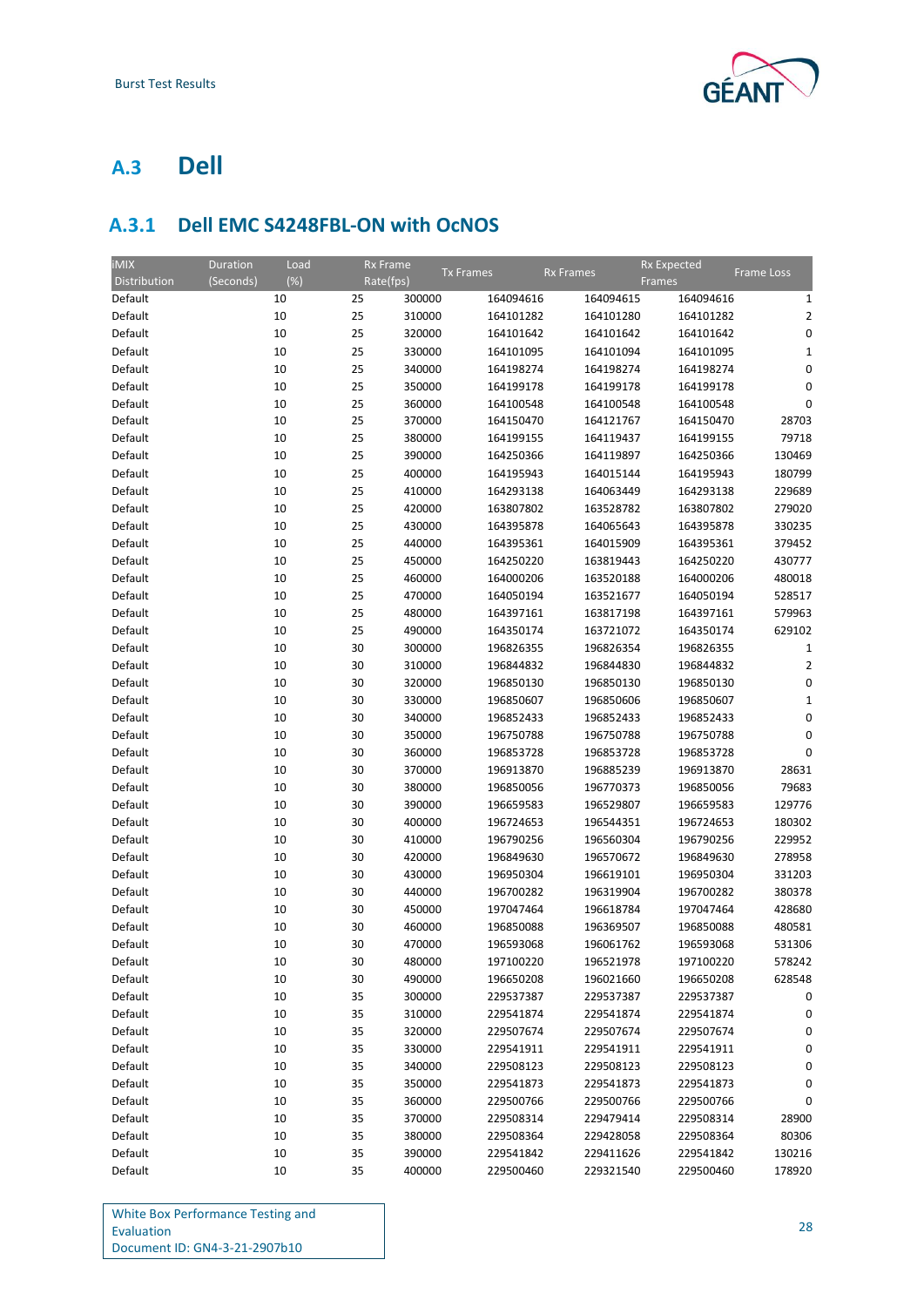## A.3 Dell

### A.3.1 Dell EMC S4248FBL-ON with OcNOS

| iMIX Distribution | Duration (Seconds) | Load (%) | Rx Frame Rate(fps) | Tx Frames | Rx Frames | Rx Expected Frames | Frame Loss |
|---|---|---|---|---|---|---|---|
| Default | 10 | 25 | 300000 | 164094616 | 164094615 | 164094616 | 1 |
| Default | 10 | 25 | 310000 | 164101282 | 164101280 | 164101282 | 2 |
| Default | 10 | 25 | 320000 | 164101642 | 164101642 | 164101642 | 0 |
| Default | 10 | 25 | 330000 | 164101095 | 164101094 | 164101095 | 1 |
| Default | 10 | 25 | 340000 | 164198274 | 164198274 | 164198274 | 0 |
| Default | 10 | 25 | 350000 | 164199178 | 164199178 | 164199178 | 0 |
| Default | 10 | 25 | 360000 | 164100548 | 164100548 | 164100548 | 0 |
| Default | 10 | 25 | 370000 | 164150470 | 164121767 | 164150470 | 28703 |
| Default | 10 | 25 | 380000 | 164199155 | 164119437 | 164199155 | 79718 |
| Default | 10 | 25 | 390000 | 164250366 | 164119897 | 164250366 | 130469 |
| Default | 10 | 25 | 400000 | 164195943 | 164015144 | 164195943 | 180799 |
| Default | 10 | 25 | 410000 | 164293138 | 164063449 | 164293138 | 229689 |
| Default | 10 | 25 | 420000 | 163807802 | 163528782 | 163807802 | 279020 |
| Default | 10 | 25 | 430000 | 164395878 | 164065643 | 164395878 | 330235 |
| Default | 10 | 25 | 440000 | 164395361 | 164015909 | 164395361 | 379452 |
| Default | 10 | 25 | 450000 | 164250220 | 163819443 | 164250220 | 430777 |
| Default | 10 | 25 | 460000 | 164000206 | 163520188 | 164000206 | 480018 |
| Default | 10 | 25 | 470000 | 164050194 | 163521677 | 164050194 | 528517 |
| Default | 10 | 25 | 480000 | 164397161 | 163817198 | 164397161 | 579963 |
| Default | 10 | 25 | 490000 | 164350174 | 163721072 | 164350174 | 629102 |
| Default | 10 | 30 | 300000 | 196826355 | 196826354 | 196826355 | 1 |
| Default | 10 | 30 | 310000 | 196844832 | 196844830 | 196844832 | 2 |
| Default | 10 | 30 | 320000 | 196850130 | 196850130 | 196850130 | 0 |
| Default | 10 | 30 | 330000 | 196850607 | 196850606 | 196850607 | 1 |
| Default | 10 | 30 | 340000 | 196852433 | 196852433 | 196852433 | 0 |
| Default | 10 | 30 | 350000 | 196750788 | 196750788 | 196750788 | 0 |
| Default | 10 | 30 | 360000 | 196853728 | 196853728 | 196853728 | 0 |
| Default | 10 | 30 | 370000 | 196913870 | 196885239 | 196913870 | 28631 |
| Default | 10 | 30 | 380000 | 196850056 | 196770373 | 196850056 | 79683 |
| Default | 10 | 30 | 390000 | 196659583 | 196529807 | 196659583 | 129776 |
| Default | 10 | 30 | 400000 | 196724653 | 196544351 | 196724653 | 180302 |
| Default | 10 | 30 | 410000 | 196790256 | 196560304 | 196790256 | 229952 |
| Default | 10 | 30 | 420000 | 196849630 | 196570672 | 196849630 | 278958 |
| Default | 10 | 30 | 430000 | 196950304 | 196619101 | 196950304 | 331203 |
| Default | 10 | 30 | 440000 | 196700282 | 196319904 | 196700282 | 380378 |
| Default | 10 | 30 | 450000 | 197047464 | 196618784 | 197047464 | 428680 |
| Default | 10 | 30 | 460000 | 196850088 | 196369507 | 196850088 | 480581 |
| Default | 10 | 30 | 470000 | 196593068 | 196061762 | 196593068 | 531306 |
| Default | 10 | 30 | 480000 | 197100220 | 196521978 | 197100220 | 578242 |
| Default | 10 | 30 | 490000 | 196650208 | 196021660 | 196650208 | 628548 |
| Default | 10 | 35 | 300000 | 229537387 | 229537387 | 229537387 | 0 |
| Default | 10 | 35 | 310000 | 229541874 | 229541874 | 229541874 | 0 |
| Default | 10 | 35 | 320000 | 229507674 | 229507674 | 229507674 | 0 |
| Default | 10 | 35 | 330000 | 229541911 | 229541911 | 229541911 | 0 |
| Default | 10 | 35 | 340000 | 229508123 | 229508123 | 229508123 | 0 |
| Default | 10 | 35 | 350000 | 229541873 | 229541873 | 229541873 | 0 |
| Default | 10 | 35 | 360000 | 229500766 | 229500766 | 229500766 | 0 |
| Default | 10 | 35 | 370000 | 229508314 | 229479414 | 229508314 | 28900 |
| Default | 10 | 35 | 380000 | 229508364 | 229428058 | 229508364 | 80306 |
| Default | 10 | 35 | 390000 | 229541842 | 229411626 | 229541842 | 130216 |
| Default | 10 | 35 | 400000 | 229500460 | 229321540 | 229500460 | 178920 |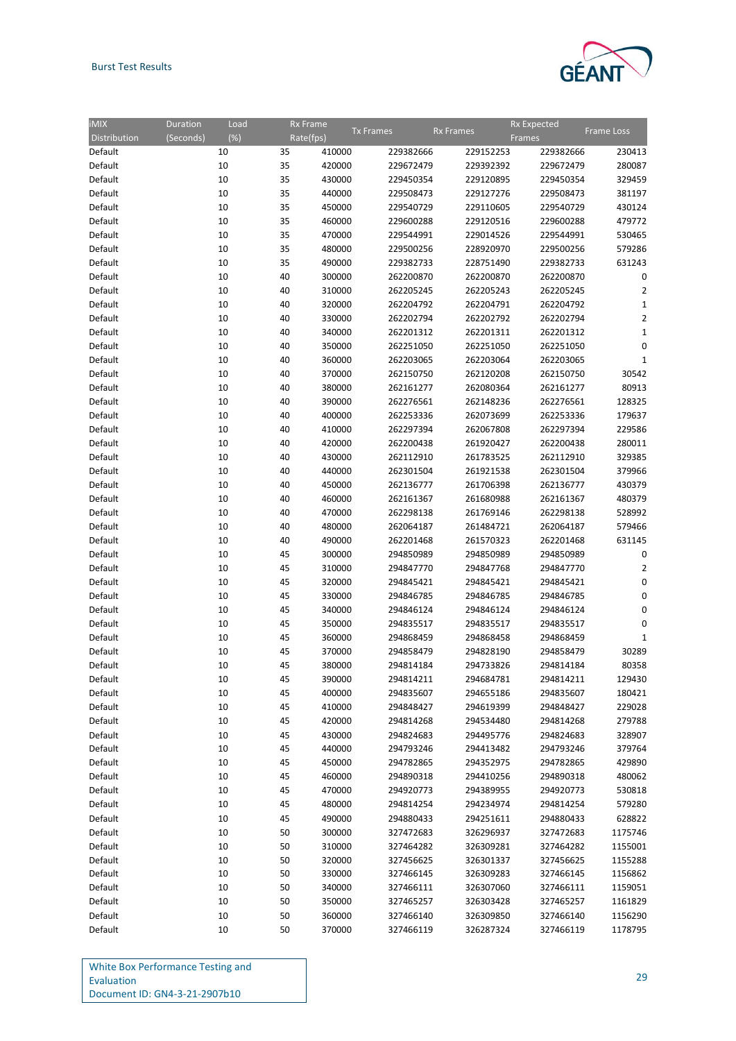| iMIX Distribution | Duration (Seconds) | Load (%) | Rx Frame Rate(fps) | Tx Frames | Rx Frames | Rx Expected Frames | Frame Loss |
|---|---|---|---|---|---|---|---|
| Default | 10 | 35 | 410000 | 229382666 | 229152253 | 229382666 | 230413 |
| Default | 10 | 35 | 420000 | 229672479 | 229392392 | 229672479 | 280087 |
| Default | 10 | 35 | 430000 | 229450354 | 229120895 | 229450354 | 329459 |
| Default | 10 | 35 | 440000 | 229508473 | 229127276 | 229508473 | 381197 |
| Default | 10 | 35 | 450000 | 229540729 | 229110605 | 229540729 | 430124 |
| Default | 10 | 35 | 460000 | 229600288 | 229120516 | 229600288 | 479772 |
| Default | 10 | 35 | 470000 | 229544991 | 229014526 | 229544991 | 530465 |
| Default | 10 | 35 | 480000 | 229500256 | 228920970 | 229500256 | 579286 |
| Default | 10 | 35 | 490000 | 229382733 | 228751490 | 229382733 | 631243 |
| Default | 10 | 40 | 300000 | 262200870 | 262200870 | 262200870 | 0 |
| Default | 10 | 40 | 310000 | 262205245 | 262205243 | 262205245 | 2 |
| Default | 10 | 40 | 320000 | 262204792 | 262204791 | 262204792 | 1 |
| Default | 10 | 40 | 330000 | 262202794 | 262202792 | 262202794 | 2 |
| Default | 10 | 40 | 340000 | 262201312 | 262201311 | 262201312 | 1 |
| Default | 10 | 40 | 350000 | 262251050 | 262251050 | 262251050 | 0 |
| Default | 10 | 40 | 360000 | 262203065 | 262203064 | 262203065 | 1 |
| Default | 10 | 40 | 370000 | 262150750 | 262120208 | 262150750 | 30542 |
| Default | 10 | 40 | 380000 | 262161277 | 262080364 | 262161277 | 80913 |
| Default | 10 | 40 | 390000 | 262276561 | 262148236 | 262276561 | 128325 |
| Default | 10 | 40 | 400000 | 262253336 | 262073699 | 262253336 | 179637 |
| Default | 10 | 40 | 410000 | 262297394 | 262067808 | 262297394 | 229586 |
| Default | 10 | 40 | 420000 | 262200438 | 261920427 | 262200438 | 280011 |
| Default | 10 | 40 | 430000 | 262112910 | 261783525 | 262112910 | 329385 |
| Default | 10 | 40 | 440000 | 262301504 | 261921538 | 262301504 | 379966 |
| Default | 10 | 40 | 450000 | 262136777 | 261706398 | 262136777 | 430379 |
| Default | 10 | 40 | 460000 | 262161367 | 261680988 | 262161367 | 480379 |
| Default | 10 | 40 | 470000 | 262298138 | 261769146 | 262298138 | 528992 |
| Default | 10 | 40 | 480000 | 262064187 | 261484721 | 262064187 | 579466 |
| Default | 10 | 40 | 490000 | 262201468 | 261570323 | 262201468 | 631145 |
| Default | 10 | 45 | 300000 | 294850989 | 294850989 | 294850989 | 0 |
| Default | 10 | 45 | 310000 | 294847770 | 294847768 | 294847770 | 2 |
| Default | 10 | 45 | 320000 | 294845421 | 294845421 | 294845421 | 0 |
| Default | 10 | 45 | 330000 | 294846785 | 294846785 | 294846785 | 0 |
| Default | 10 | 45 | 340000 | 294846124 | 294846124 | 294846124 | 0 |
| Default | 10 | 45 | 350000 | 294835517 | 294835517 | 294835517 | 0 |
| Default | 10 | 45 | 360000 | 294868459 | 294868458 | 294868459 | 1 |
| Default | 10 | 45 | 370000 | 294858479 | 294828190 | 294858479 | 30289 |
| Default | 10 | 45 | 380000 | 294814184 | 294733826 | 294814184 | 80358 |
| Default | 10 | 45 | 390000 | 294814211 | 294684781 | 294814211 | 129430 |
| Default | 10 | 45 | 400000 | 294835607 | 294655186 | 294835607 | 180421 |
| Default | 10 | 45 | 410000 | 294848427 | 294619399 | 294848427 | 229028 |
| Default | 10 | 45 | 420000 | 294814268 | 294534480 | 294814268 | 279788 |
| Default | 10 | 45 | 430000 | 294824683 | 294495776 | 294824683 | 328907 |
| Default | 10 | 45 | 440000 | 294793246 | 294413482 | 294793246 | 379764 |
| Default | 10 | 45 | 450000 | 294782865 | 294352975 | 294782865 | 429890 |
| Default | 10 | 45 | 460000 | 294890318 | 294410256 | 294890318 | 480062 |
| Default | 10 | 45 | 470000 | 294920773 | 294389955 | 294920773 | 530818 |
| Default | 10 | 45 | 480000 | 294814254 | 294234974 | 294814254 | 579280 |
| Default | 10 | 45 | 490000 | 294880433 | 294251611 | 294880433 | 628822 |
| Default | 10 | 50 | 300000 | 327472683 | 326296937 | 327472683 | 1175746 |
| Default | 10 | 50 | 310000 | 327464282 | 326309281 | 327464282 | 1155001 |
| Default | 10 | 50 | 320000 | 327456625 | 326301337 | 327456625 | 1155288 |
| Default | 10 | 50 | 330000 | 327466145 | 326309283 | 327466145 | 1156862 |
| Default | 10 | 50 | 340000 | 327466111 | 326307060 | 327466111 | 1159051 |
| Default | 10 | 50 | 350000 | 327465257 | 326303428 | 327465257 | 1161829 |
| Default | 10 | 50 | 360000 | 327466140 | 326309850 | 327466140 | 1156290 |
| Default | 10 | 50 | 370000 | 327466119 | 326287324 | 327466119 | 1178795 |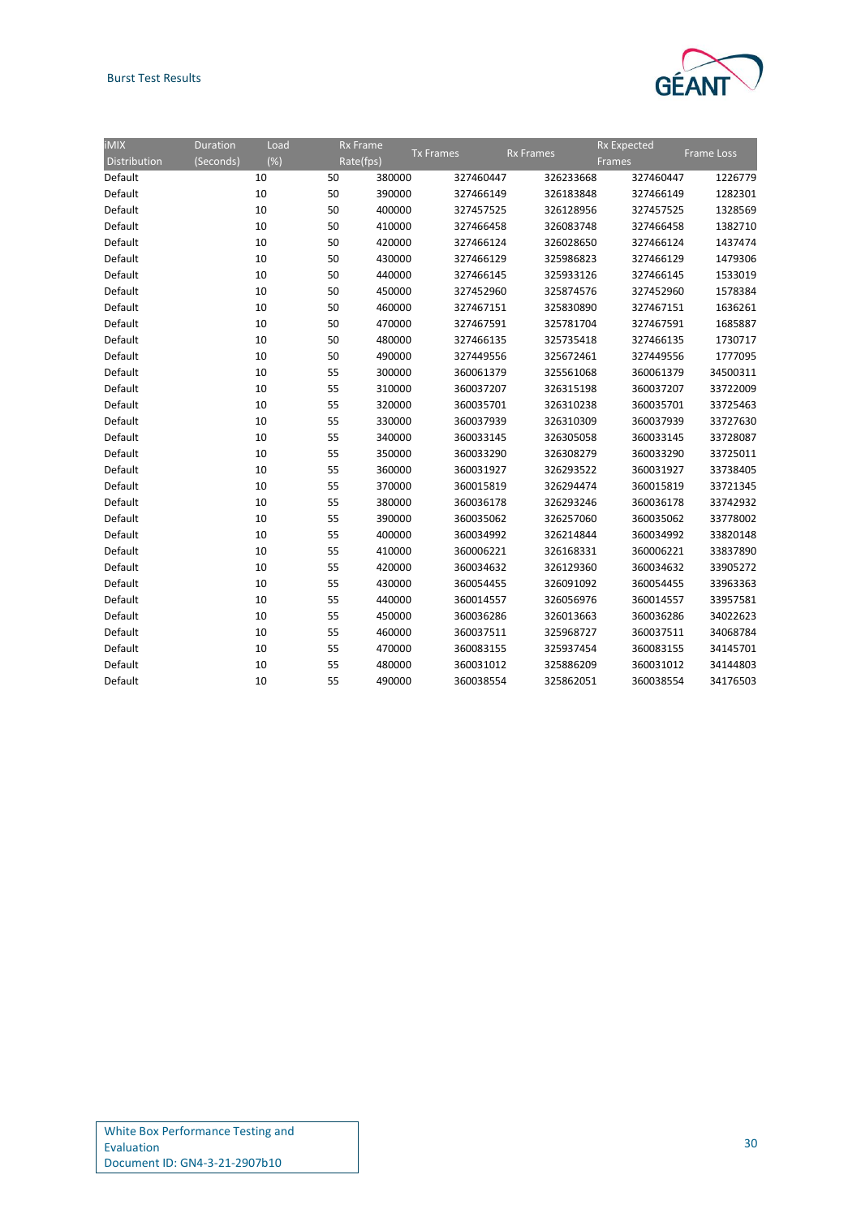| iMIX Distribution | Duration (Seconds) | Load (%) | Rx Frame Rate(fps) | Tx Frames | Rx Frames | Rx Expected Frames | Frame Loss |
|---|---|---|---|---|---|---|---|
| Default | 10 | 50 | 380000 | 327460447 | 326233668 | 327460447 | 1226779 |
| Default | 10 | 50 | 390000 | 327466149 | 326183848 | 327466149 | 1282301 |
| Default | 10 | 50 | 400000 | 327457525 | 326128956 | 327457525 | 1328569 |
| Default | 10 | 50 | 410000 | 327466458 | 326083748 | 327466458 | 1382710 |
| Default | 10 | 50 | 420000 | 327466124 | 326028650 | 327466124 | 1437474 |
| Default | 10 | 50 | 430000 | 327466129 | 325986823 | 327466129 | 1479306 |
| Default | 10 | 50 | 440000 | 327466145 | 325933126 | 327466145 | 1533019 |
| Default | 10 | 50 | 450000 | 327452960 | 325874576 | 327452960 | 1578384 |
| Default | 10 | 50 | 460000 | 327467151 | 325830890 | 327467151 | 1636261 |
| Default | 10 | 50 | 470000 | 327467591 | 325781704 | 327467591 | 1685887 |
| Default | 10 | 50 | 480000 | 327466135 | 325735418 | 327466135 | 1730717 |
| Default | 10 | 50 | 490000 | 327449556 | 325672461 | 327449556 | 1777095 |
| Default | 10 | 55 | 300000 | 360061379 | 325561068 | 360061379 | 34500311 |
| Default | 10 | 55 | 310000 | 360037207 | 326315198 | 360037207 | 33722009 |
| Default | 10 | 55 | 320000 | 360035701 | 326310238 | 360035701 | 33725463 |
| Default | 10 | 55 | 330000 | 360037939 | 326310309 | 360037939 | 33727630 |
| Default | 10 | 55 | 340000 | 360033145 | 326305058 | 360033145 | 33728087 |
| Default | 10 | 55 | 350000 | 360033290 | 326308279 | 360033290 | 33725011 |
| Default | 10 | 55 | 360000 | 360031927 | 326293522 | 360031927 | 33738405 |
| Default | 10 | 55 | 370000 | 360015819 | 326294474 | 360015819 | 33721345 |
| Default | 10 | 55 | 380000 | 360036178 | 326293246 | 360036178 | 33742932 |
| Default | 10 | 55 | 390000 | 360035062 | 326257060 | 360035062 | 33778002 |
| Default | 10 | 55 | 400000 | 360034992 | 326214844 | 360034992 | 33820148 |
| Default | 10 | 55 | 410000 | 360006221 | 326168331 | 360006221 | 33837890 |
| Default | 10 | 55 | 420000 | 360034632 | 326129360 | 360034632 | 33905272 |
| Default | 10 | 55 | 430000 | 360054455 | 326091092 | 360054455 | 33963363 |
| Default | 10 | 55 | 440000 | 360014557 | 326056976 | 360014557 | 33957581 |
| Default | 10 | 55 | 450000 | 360036286 | 326013663 | 360036286 | 34022623 |
| Default | 10 | 55 | 460000 | 360037511 | 325968727 | 360037511 | 34068784 |
| Default | 10 | 55 | 470000 | 360083155 | 325937454 | 360083155 | 34145701 |
| Default | 10 | 55 | 480000 | 360031012 | 325886209 | 360031012 | 34144803 |
| Default | 10 | 55 | 490000 | 360038554 | 325862051 | 360038554 | 34176503 |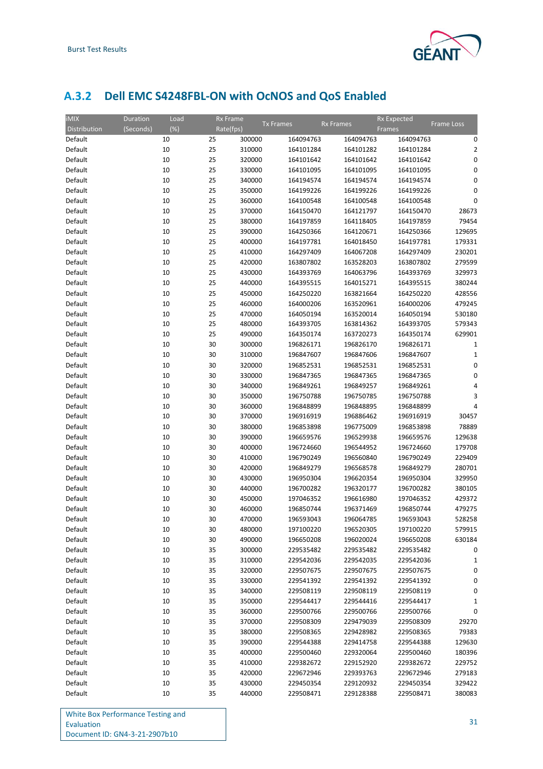## A.3.2 Dell EMC S4248FBL-ON with OcNOS and QoS Enabled

| iMIX Distribution | Duration (Seconds) | Load (%) | Rx Frame Rate(fps) | Tx Frames | Rx Frames | Rx Expected Frames | Frame Loss |
|---|---|---|---|---|---|---|---|
| Default | 10 | 25 | 300000 | 164094763 | 164094763 | 164094763 | 0 |
| Default | 10 | 25 | 310000 | 164101284 | 164101282 | 164101284 | 2 |
| Default | 10 | 25 | 320000 | 164101642 | 164101642 | 164101642 | 0 |
| Default | 10 | 25 | 330000 | 164101095 | 164101095 | 164101095 | 0 |
| Default | 10 | 25 | 340000 | 164194574 | 164194574 | 164194574 | 0 |
| Default | 10 | 25 | 350000 | 164199226 | 164199226 | 164199226 | 0 |
| Default | 10 | 25 | 360000 | 164100548 | 164100548 | 164100548 | 0 |
| Default | 10 | 25 | 370000 | 164150470 | 164121797 | 164150470 | 28673 |
| Default | 10 | 25 | 380000 | 164197859 | 164118405 | 164197859 | 79454 |
| Default | 10 | 25 | 390000 | 164250366 | 164120671 | 164250366 | 129695 |
| Default | 10 | 25 | 400000 | 164197781 | 164018450 | 164197781 | 179331 |
| Default | 10 | 25 | 410000 | 164297409 | 164067208 | 164297409 | 230201 |
| Default | 10 | 25 | 420000 | 163807802 | 163528203 | 163807802 | 279599 |
| Default | 10 | 25 | 430000 | 164393769 | 164063796 | 164393769 | 329973 |
| Default | 10 | 25 | 440000 | 164395515 | 164015271 | 164395515 | 380244 |
| Default | 10 | 25 | 450000 | 164250220 | 163821664 | 164250220 | 428556 |
| Default | 10 | 25 | 460000 | 164000206 | 163520961 | 164000206 | 479245 |
| Default | 10 | 25 | 470000 | 164050194 | 163520014 | 164050194 | 530180 |
| Default | 10 | 25 | 480000 | 164393705 | 163814362 | 164393705 | 579343 |
| Default | 10 | 25 | 490000 | 164350174 | 163720273 | 164350174 | 629901 |
| Default | 10 | 30 | 300000 | 196826171 | 196826170 | 196826171 | 1 |
| Default | 10 | 30 | 310000 | 196847607 | 196847606 | 196847607 | 1 |
| Default | 10 | 30 | 320000 | 196852531 | 196852531 | 196852531 | 0 |
| Default | 10 | 30 | 330000 | 196847365 | 196847365 | 196847365 | 0 |
| Default | 10 | 30 | 340000 | 196849261 | 196849257 | 196849261 | 4 |
| Default | 10 | 30 | 350000 | 196750788 | 196750785 | 196750788 | 3 |
| Default | 10 | 30 | 360000 | 196848899 | 196848895 | 196848899 | 4 |
| Default | 10 | 30 | 370000 | 196916919 | 196886462 | 196916919 | 30457 |
| Default | 10 | 30 | 380000 | 196853898 | 196775009 | 196853898 | 78889 |
| Default | 10 | 30 | 390000 | 196659576 | 196529938 | 196659576 | 129638 |
| Default | 10 | 30 | 400000 | 196724660 | 196544952 | 196724660 | 179708 |
| Default | 10 | 30 | 410000 | 196790249 | 196560840 | 196790249 | 229409 |
| Default | 10 | 30 | 420000 | 196849279 | 196568578 | 196849279 | 280701 |
| Default | 10 | 30 | 430000 | 196950304 | 196620354 | 196950304 | 329950 |
| Default | 10 | 30 | 440000 | 196700282 | 196320177 | 196700282 | 380105 |
| Default | 10 | 30 | 450000 | 197046352 | 196616980 | 197046352 | 429372 |
| Default | 10 | 30 | 460000 | 196850744 | 196371469 | 196850744 | 479275 |
| Default | 10 | 30 | 470000 | 196593043 | 196064785 | 196593043 | 528258 |
| Default | 10 | 30 | 480000 | 197100220 | 196520305 | 197100220 | 579915 |
| Default | 10 | 30 | 490000 | 196650208 | 196020024 | 196650208 | 630184 |
| Default | 10 | 35 | 300000 | 229535482 | 229535482 | 229535482 | 0 |
| Default | 10 | 35 | 310000 | 229542036 | 229542035 | 229542036 | 1 |
| Default | 10 | 35 | 320000 | 229507675 | 229507675 | 229507675 | 0 |
| Default | 10 | 35 | 330000 | 229541392 | 229541392 | 229541392 | 0 |
| Default | 10 | 35 | 340000 | 229508119 | 229508119 | 229508119 | 0 |
| Default | 10 | 35 | 350000 | 229544417 | 229544416 | 229544417 | 1 |
| Default | 10 | 35 | 360000 | 229500766 | 229500766 | 229500766 | 0 |
| Default | 10 | 35 | 370000 | 229508309 | 229479039 | 229508309 | 29270 |
| Default | 10 | 35 | 380000 | 229508365 | 229428982 | 229508365 | 79383 |
| Default | 10 | 35 | 390000 | 229544388 | 229414758 | 229544388 | 129630 |
| Default | 10 | 35 | 400000 | 229500460 | 229320064 | 229500460 | 180396 |
| Default | 10 | 35 | 410000 | 229382672 | 229152920 | 229382672 | 229752 |
| Default | 10 | 35 | 420000 | 229672946 | 229393763 | 229672946 | 279183 |
| Default | 10 | 35 | 430000 | 229450354 | 229120932 | 229450354 | 329422 |
| Default | 10 | 35 | 440000 | 229508471 | 229128388 | 229508471 | 380083 |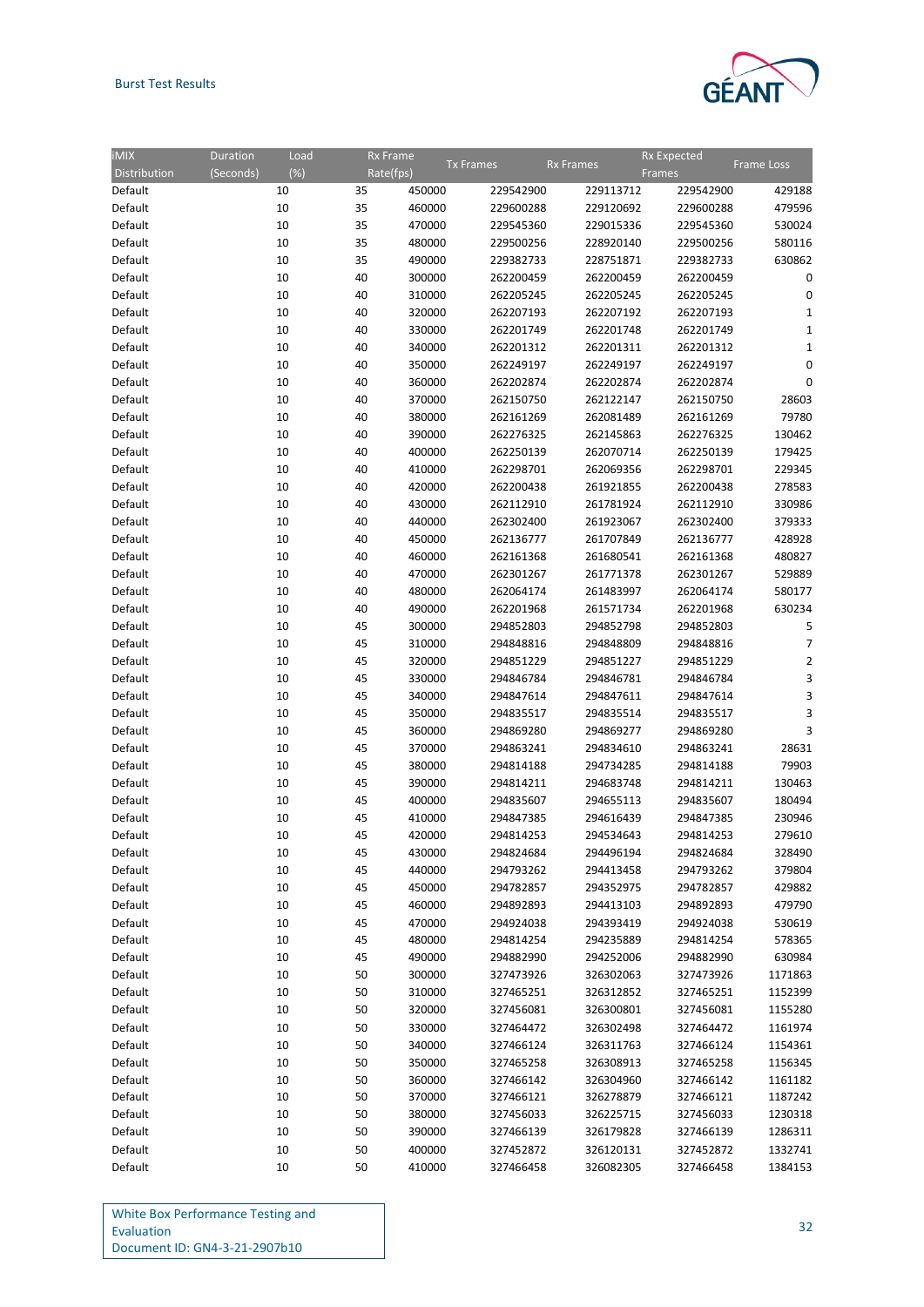| iMIX Distribution | Duration (Seconds) | Load (%) | Rx Frame Rate(fps) | Tx Frames | Rx Frames | Rx Expected Frames | Frame Loss |
|---|---|---|---|---|---|---|---|
| Default | 10 | 35 | 450000 | 229542900 | 229113712 | 229542900 | 429188 |
| Default | 10 | 35 | 460000 | 229600288 | 229120692 | 229600288 | 479596 |
| Default | 10 | 35 | 470000 | 229545360 | 229015336 | 229545360 | 530024 |
| Default | 10 | 35 | 480000 | 229500256 | 228920140 | 229500256 | 580116 |
| Default | 10 | 35 | 490000 | 229382733 | 228751871 | 229382733 | 630862 |
| Default | 10 | 40 | 300000 | 262200459 | 262200459 | 262200459 | 0 |
| Default | 10 | 40 | 310000 | 262205245 | 262205245 | 262205245 | 0 |
| Default | 10 | 40 | 320000 | 262207193 | 262207192 | 262207193 | 1 |
| Default | 10 | 40 | 330000 | 262201749 | 262201748 | 262201749 | 1 |
| Default | 10 | 40 | 340000 | 262201312 | 262201311 | 262201312 | 1 |
| Default | 10 | 40 | 350000 | 262249197 | 262249197 | 262249197 | 0 |
| Default | 10 | 40 | 360000 | 262202874 | 262202874 | 262202874 | 0 |
| Default | 10 | 40 | 370000 | 262150750 | 262122147 | 262150750 | 28603 |
| Default | 10 | 40 | 380000 | 262161269 | 262081489 | 262161269 | 79780 |
| Default | 10 | 40 | 390000 | 262276325 | 262145863 | 262276325 | 130462 |
| Default | 10 | 40 | 400000 | 262250139 | 262070714 | 262250139 | 179425 |
| Default | 10 | 40 | 410000 | 262298701 | 262069356 | 262298701 | 229345 |
| Default | 10 | 40 | 420000 | 262200438 | 261921855 | 262200438 | 278583 |
| Default | 10 | 40 | 430000 | 262112910 | 261781924 | 262112910 | 330986 |
| Default | 10 | 40 | 440000 | 262302400 | 261923067 | 262302400 | 379333 |
| Default | 10 | 40 | 450000 | 262136777 | 261707849 | 262136777 | 428928 |
| Default | 10 | 40 | 460000 | 262161368 | 261680541 | 262161368 | 480827 |
| Default | 10 | 40 | 470000 | 262301267 | 261771378 | 262301267 | 529889 |
| Default | 10 | 40 | 480000 | 262064174 | 261483997 | 262064174 | 580177 |
| Default | 10 | 40 | 490000 | 262201968 | 261571734 | 262201968 | 630234 |
| Default | 10 | 45 | 300000 | 294852803 | 294852798 | 294852803 | 5 |
| Default | 10 | 45 | 310000 | 294848816 | 294848809 | 294848816 | 7 |
| Default | 10 | 45 | 320000 | 294851229 | 294851227 | 294851229 | 2 |
| Default | 10 | 45 | 330000 | 294846784 | 294846781 | 294846784 | 3 |
| Default | 10 | 45 | 340000 | 294847614 | 294847611 | 294847614 | 3 |
| Default | 10 | 45 | 350000 | 294835517 | 294835514 | 294835517 | 3 |
| Default | 10 | 45 | 360000 | 294869280 | 294869277 | 294869280 | 3 |
| Default | 10 | 45 | 370000 | 294863241 | 294834610 | 294863241 | 28631 |
| Default | 10 | 45 | 380000 | 294814188 | 294734285 | 294814188 | 79903 |
| Default | 10 | 45 | 390000 | 294814211 | 294683748 | 294814211 | 130463 |
| Default | 10 | 45 | 400000 | 294835607 | 294655113 | 294835607 | 180494 |
| Default | 10 | 45 | 410000 | 294847385 | 294616439 | 294847385 | 230946 |
| Default | 10 | 45 | 420000 | 294814253 | 294534643 | 294814253 | 279610 |
| Default | 10 | 45 | 430000 | 294824684 | 294496194 | 294824684 | 328490 |
| Default | 10 | 45 | 440000 | 294793262 | 294413458 | 294793262 | 379804 |
| Default | 10 | 45 | 450000 | 294782857 | 294352975 | 294782857 | 429882 |
| Default | 10 | 45 | 460000 | 294892893 | 294413103 | 294892893 | 479790 |
| Default | 10 | 45 | 470000 | 294924038 | 294393419 | 294924038 | 530619 |
| Default | 10 | 45 | 480000 | 294814254 | 294235889 | 294814254 | 578365 |
| Default | 10 | 45 | 490000 | 294882990 | 294252006 | 294882990 | 630984 |
| Default | 10 | 50 | 300000 | 327473926 | 326302063 | 327473926 | 1171863 |
| Default | 10 | 50 | 310000 | 327465251 | 326312852 | 327465251 | 1152399 |
| Default | 10 | 50 | 320000 | 327456081 | 326300801 | 327456081 | 1155280 |
| Default | 10 | 50 | 330000 | 327464472 | 326302498 | 327464472 | 1161974 |
| Default | 10 | 50 | 340000 | 327466124 | 326311763 | 327466124 | 1154361 |
| Default | 10 | 50 | 350000 | 327465258 | 326308913 | 327465258 | 1156345 |
| Default | 10 | 50 | 360000 | 327466142 | 326304960 | 327466142 | 1161182 |
| Default | 10 | 50 | 370000 | 327466121 | 326278879 | 327466121 | 1187242 |
| Default | 10 | 50 | 380000 | 327456033 | 326225715 | 327456033 | 1230318 |
| Default | 10 | 50 | 390000 | 327466139 | 326179828 | 327466139 | 1286311 |
| Default | 10 | 50 | 400000 | 327452872 | 326120131 | 327452872 | 1332741 |
| Default | 10 | 50 | 410000 | 327466458 | 326082305 | 327466458 | 1384153 |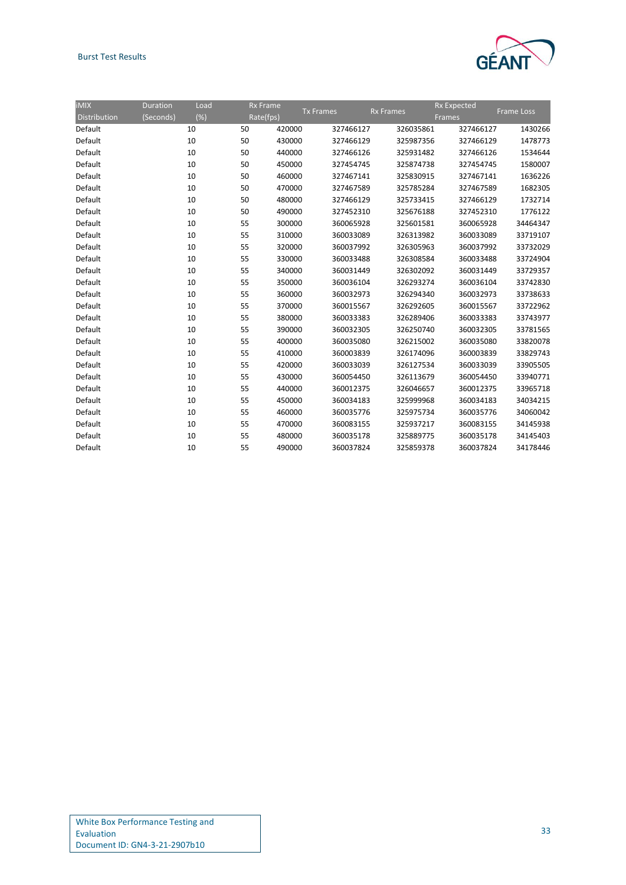| iMIX Distribution | Duration (Seconds) | Load (%) | Rx Frame Rate(fps) | Tx Frames | Rx Frames | Rx Expected Frames | Frame Loss |
|---|---|---|---|---|---|---|---|
| Default | 10 | 50 | 420000 | 327466127 | 326035861 | 327466127 | 1430266 |
| Default | 10 | 50 | 430000 | 327466129 | 325987356 | 327466129 | 1478773 |
| Default | 10 | 50 | 440000 | 327466126 | 325931482 | 327466126 | 1534644 |
| Default | 10 | 50 | 450000 | 327454745 | 325874738 | 327454745 | 1580007 |
| Default | 10 | 50 | 460000 | 327467141 | 325830915 | 327467141 | 1636226 |
| Default | 10 | 50 | 470000 | 327467589 | 325785284 | 327467589 | 1682305 |
| Default | 10 | 50 | 480000 | 327466129 | 325733415 | 327466129 | 1732714 |
| Default | 10 | 50 | 490000 | 327452310 | 325676188 | 327452310 | 1776122 |
| Default | 10 | 55 | 300000 | 360065928 | 325601581 | 360065928 | 34464347 |
| Default | 10 | 55 | 310000 | 360033089 | 326313982 | 360033089 | 33719107 |
| Default | 10 | 55 | 320000 | 360037992 | 326305963 | 360037992 | 33732029 |
| Default | 10 | 55 | 330000 | 360033488 | 326308584 | 360033488 | 33724904 |
| Default | 10 | 55 | 340000 | 360031449 | 326302092 | 360031449 | 33729357 |
| Default | 10 | 55 | 350000 | 360036104 | 326293274 | 360036104 | 33742830 |
| Default | 10 | 55 | 360000 | 360032973 | 326294340 | 360032973 | 33738633 |
| Default | 10 | 55 | 370000 | 360015567 | 326292605 | 360015567 | 33722962 |
| Default | 10 | 55 | 380000 | 360033383 | 326289406 | 360033383 | 33743977 |
| Default | 10 | 55 | 390000 | 360032305 | 326250740 | 360032305 | 33781565 |
| Default | 10 | 55 | 400000 | 360035080 | 326215002 | 360035080 | 33820078 |
| Default | 10 | 55 | 410000 | 360003839 | 326174096 | 360003839 | 33829743 |
| Default | 10 | 55 | 420000 | 360033039 | 326127534 | 360033039 | 33905505 |
| Default | 10 | 55 | 430000 | 360054450 | 326113679 | 360054450 | 33940771 |
| Default | 10 | 55 | 440000 | 360012375 | 326046657 | 360012375 | 33965718 |
| Default | 10 | 55 | 450000 | 360034183 | 325999968 | 360034183 | 34034215 |
| Default | 10 | 55 | 460000 | 360035776 | 325975734 | 360035776 | 34060042 |
| Default | 10 | 55 | 470000 | 360083155 | 325937217 | 360083155 | 34145938 |
| Default | 10 | 55 | 480000 | 360035178 | 325889775 | 360035178 | 34145403 |
| Default | 10 | 55 | 490000 | 360037824 | 325859378 | 360037824 | 34178446 |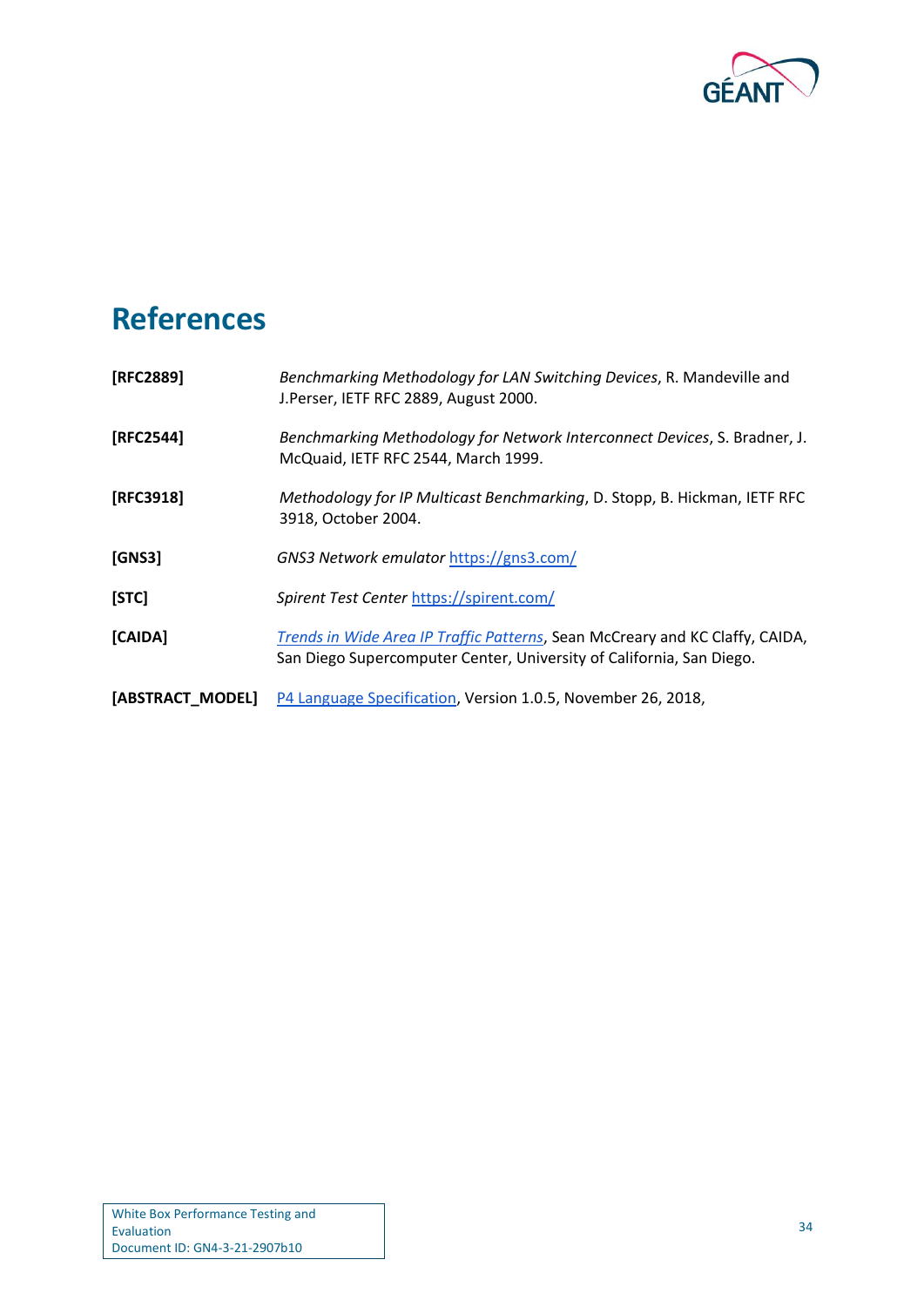# References

| | |
|---|---|
| **[RFC2889]** | *Benchmarking Methodology for LAN Switching Devices*, R. Mandeville and J.Perser, IETF RFC 2889, August 2000. |
| **[RFC2544]** | *Benchmarking Methodology for Network Interconnect Devices*, S. Bradner, J. McQuaid, IETF RFC 2544, March 1999. |
| **[RFC3918]** | *Methodology for IP Multicast Benchmarking*, D. Stopp, B. Hickman, IETF RFC 3918, October 2004. |
| **[GNS3]** | *GNS3 Network emulator* https://gns3.com/ |
| **[STC]** | *Spirent Test Center* https://spirent.com/ |
| **[CAIDA]** | *Trends in Wide Area IP Traffic Patterns*, Sean McCreary and KC Claffy, CAIDA, San Diego Supercomputer Center, University of California, San Diego. |
| **[ABSTRACT_MODEL]** | P4 Language Specification, Version 1.0.5, November 26, 2018, |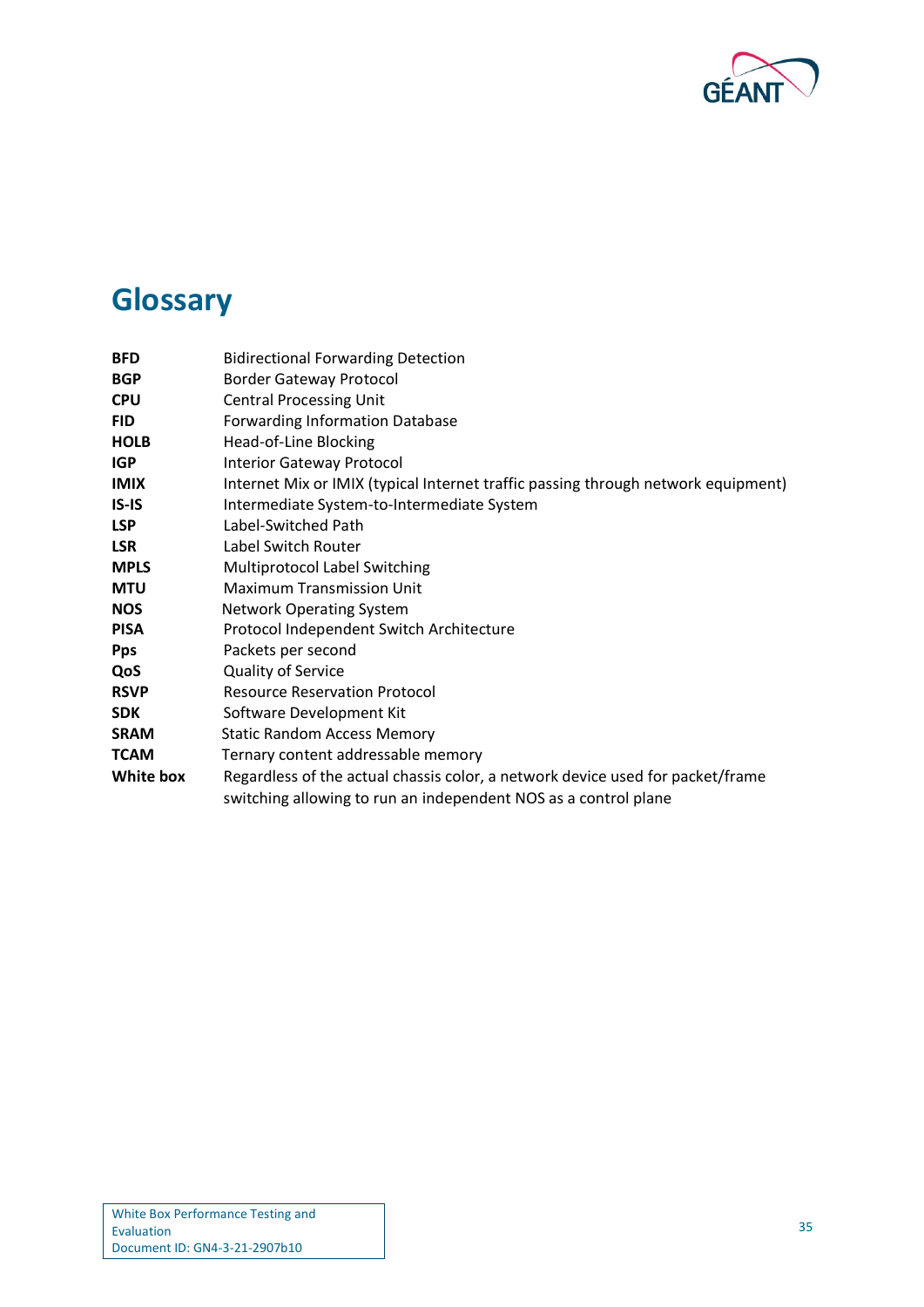# Glossary

| | |
|---|---|
| **BFD** | Bidirectional Forwarding Detection |
| **BGP** | Border Gateway Protocol |
| **CPU** | Central Processing Unit |
| **FID** | Forwarding Information Database |
| **HOLB** | Head-of-Line Blocking |
| **IGP** | Interior Gateway Protocol |
| **IMIX** | Internet Mix or IMIX (typical Internet traffic passing through network equipment) |
| **IS-IS** | Intermediate System-to-Intermediate System |
| **LSP** | Label-Switched Path |
| **LSR** | Label Switch Router |
| **MPLS** | Multiprotocol Label Switching |
| **MTU** | Maximum Transmission Unit |
| **NOS** | Network Operating System |
| **PISA** | Protocol Independent Switch Architecture |
| **Pps** | Packets per second |
| **QoS** | Quality of Service |
| **RSVP** | Resource Reservation Protocol |
| **SDK** | Software Development Kit |
| **SRAM** | Static Random Access Memory |
| **TCAM** | Ternary content addressable memory |
| **White box** | Regardless of the actual chassis color, a network device used for packet/frame switching allowing to run an independent NOS as a control plane |